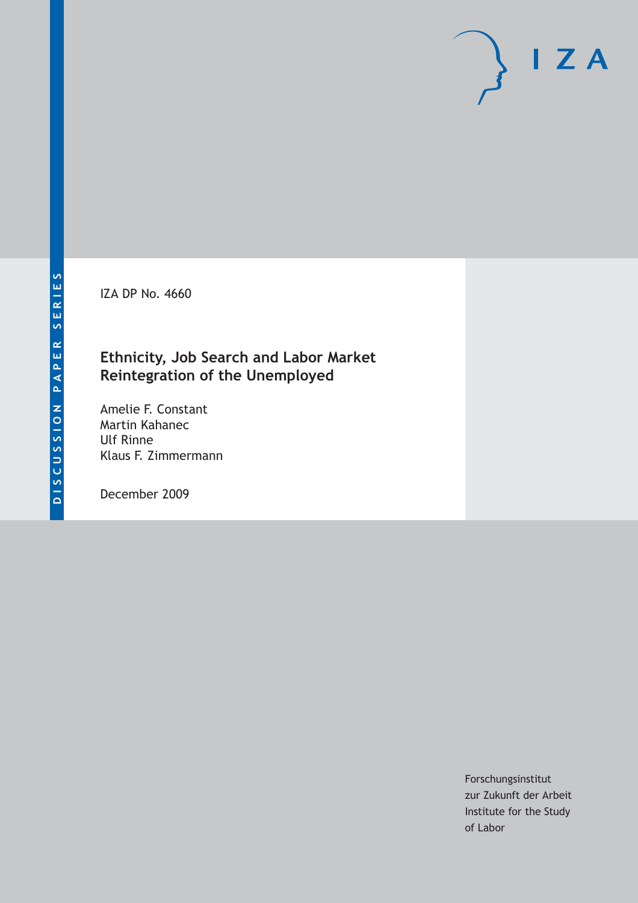DISCUSSION PAPER SERIES

IZA DP No. 4660

# Ethnicity, Job Search and Labor Market Reintegration of the Unemployed

Amelie F. Constant
Martin Kahanec
Ulf Rinne
Klaus F. Zimmermann

December 2009

Forschungsinstitut
zur Zukunft der Arbeit
Institute for the Study
of Labor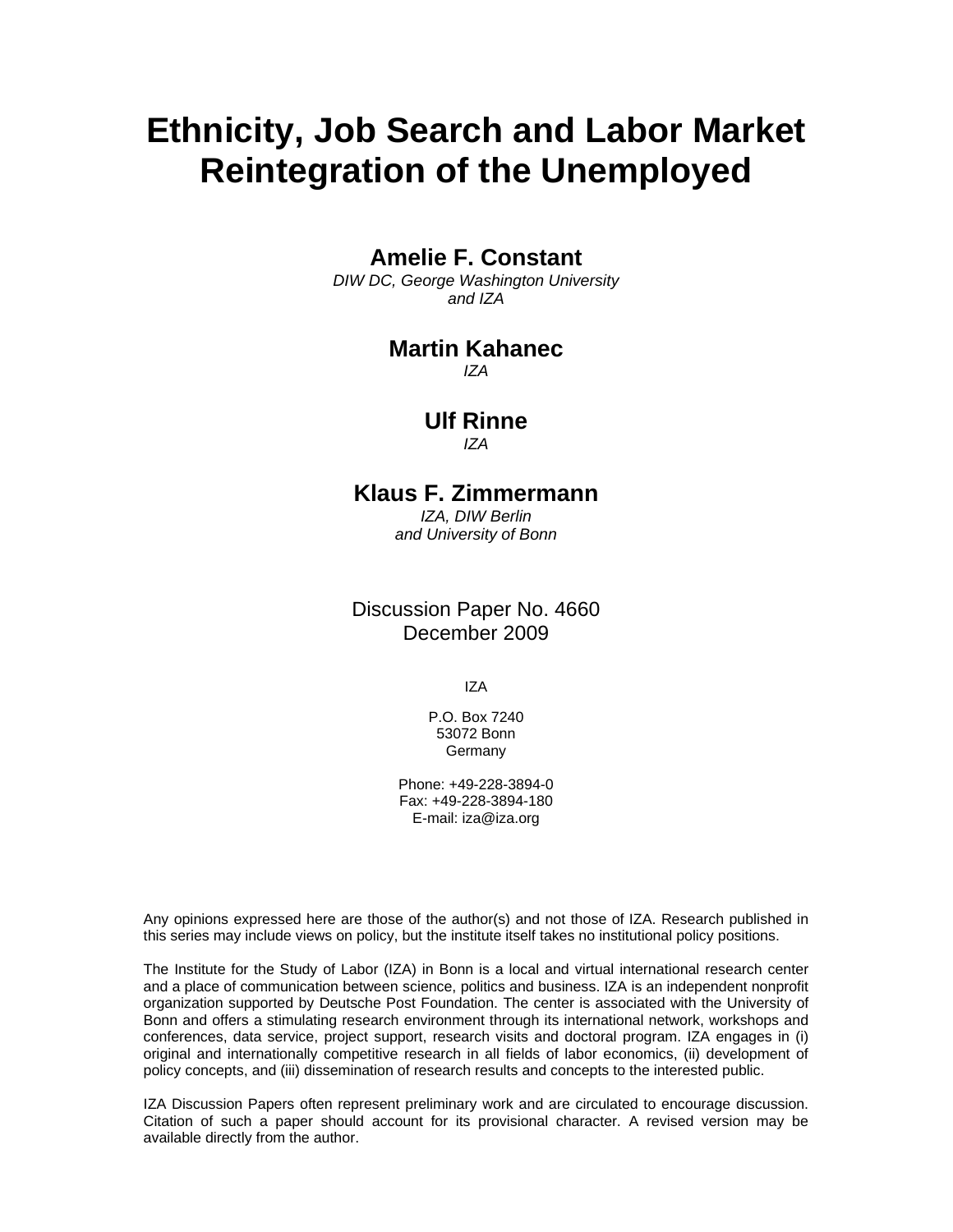# Ethnicity, Job Search and Labor Market Reintegration of the Unemployed

**Amelie F. Constant**
*DIW DC, George Washington University and IZA*

**Martin Kahanec**
*IZA*

**Ulf Rinne**
*IZA*

**Klaus F. Zimmermann**
*IZA, DIW Berlin and University of Bonn*

Discussion Paper No. 4660
December 2009

IZA

P.O. Box 7240
53072 Bonn
Germany

Phone: +49-228-3894-0
Fax: +49-228-3894-180
E-mail: iza@iza.org

Any opinions expressed here are those of the author(s) and not those of IZA. Research published in this series may include views on policy, but the institute itself takes no institutional policy positions.

The Institute for the Study of Labor (IZA) in Bonn is a local and virtual international research center and a place of communication between science, politics and business. IZA is an independent nonprofit organization supported by Deutsche Post Foundation. The center is associated with the University of Bonn and offers a stimulating research environment through its international network, workshops and conferences, data service, project support, research visits and doctoral program. IZA engages in (i) original and internationally competitive research in all fields of labor economics, (ii) development of policy concepts, and (iii) dissemination of research results and concepts to the interested public.

IZA Discussion Papers often represent preliminary work and are circulated to encourage discussion. Citation of such a paper should account for its provisional character. A revised version may be available directly from the author.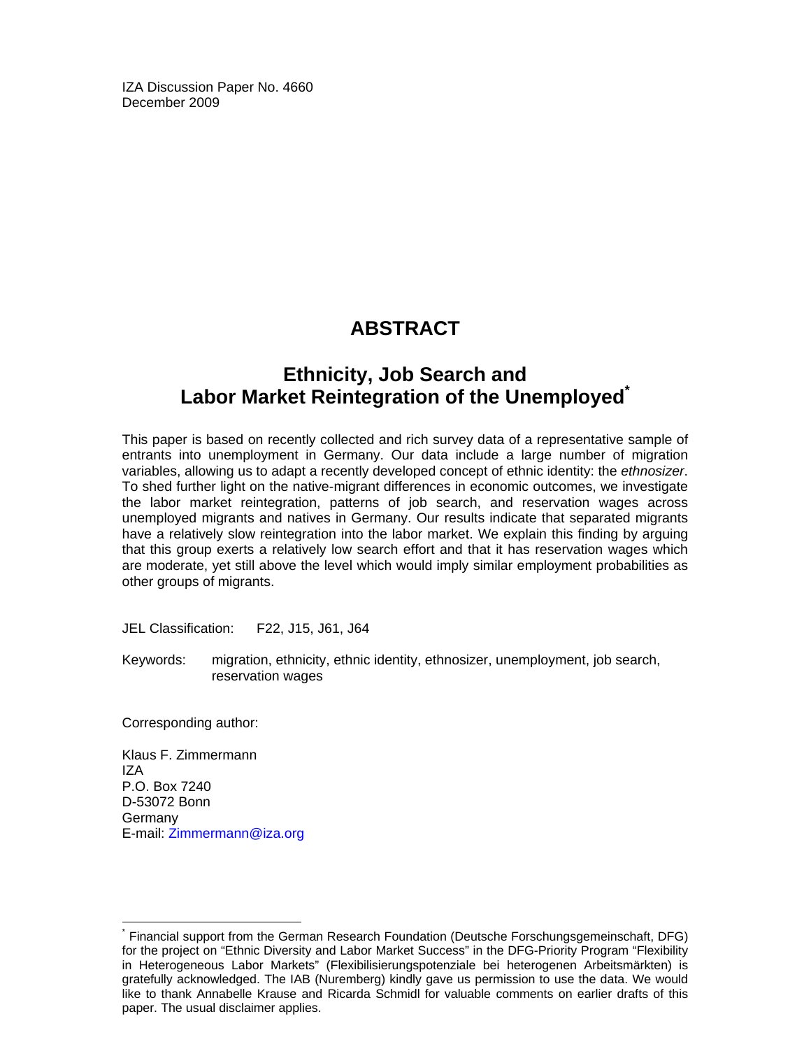IZA Discussion Paper No. 4660
December 2009

## ABSTRACT

# Ethnicity, Job Search and Labor Market Reintegration of the Unemployed*

This paper is based on recently collected and rich survey data of a representative sample of entrants into unemployment in Germany. Our data include a large number of migration variables, allowing us to adapt a recently developed concept of ethnic identity: the *ethnosizer*. To shed further light on the native-migrant differences in economic outcomes, we investigate the labor market reintegration, patterns of job search, and reservation wages across unemployed migrants and natives in Germany. Our results indicate that separated migrants have a relatively slow reintegration into the labor market. We explain this finding by arguing that this group exerts a relatively low search effort and that it has reservation wages which are moderate, yet still above the level which would imply similar employment probabilities as other groups of migrants.

JEL Classification: F22, J15, J61, J64

Keywords: migration, ethnicity, ethnic identity, ethnosizer, unemployment, job search, reservation wages

Corresponding author:

Klaus F. Zimmermann
IZA
P.O. Box 7240
D-53072 Bonn
Germany
E-mail: Zimmermann@iza.org

---

* Financial support from the German Research Foundation (Deutsche Forschungsgemeinschaft, DFG) for the project on "Ethnic Diversity and Labor Market Success" in the DFG-Priority Program "Flexibility in Heterogeneous Labor Markets" (Flexibilisierungspotenziale bei heterogenen Arbeitsmärkten) is gratefully acknowledged. The IAB (Nuremberg) kindly gave us permission to use the data. We would like to thank Annabelle Krause and Ricarda Schmidl for valuable comments on earlier drafts of this paper. The usual disclaimer applies.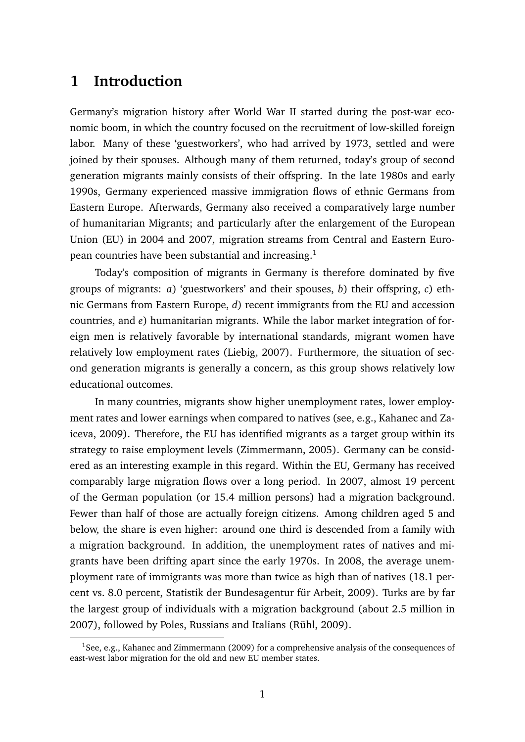# 1 Introduction

Germany's migration history after World War II started during the post-war economic boom, in which the country focused on the recruitment of low-skilled foreign labor. Many of these 'guestworkers', who had arrived by 1973, settled and were joined by their spouses. Although many of them returned, today's group of second generation migrants mainly consists of their offspring. In the late 1980s and early 1990s, Germany experienced massive immigration flows of ethnic Germans from Eastern Europe. Afterwards, Germany also received a comparatively large number of humanitarian Migrants; and particularly after the enlargement of the European Union (EU) in 2004 and 2007, migration streams from Central and Eastern European countries have been substantial and increasing.[1]

Today's composition of migrants in Germany is therefore dominated by five groups of migrants: *a*) 'guestworkers' and their spouses, *b*) their offspring, *c*) ethnic Germans from Eastern Europe, *d*) recent immigrants from the EU and accession countries, and *e*) humanitarian migrants. While the labor market integration of foreign men is relatively favorable by international standards, migrant women have relatively low employment rates (Liebig, 2007). Furthermore, the situation of second generation migrants is generally a concern, as this group shows relatively low educational outcomes.

In many countries, migrants show higher unemployment rates, lower employment rates and lower earnings when compared to natives (see, e.g., Kahanec and Zaiceva, 2009). Therefore, the EU has identified migrants as a target group within its strategy to raise employment levels (Zimmermann, 2005). Germany can be considered as an interesting example in this regard. Within the EU, Germany has received comparably large migration flows over a long period. In 2007, almost 19 percent of the German population (or 15.4 million persons) had a migration background. Fewer than half of those are actually foreign citizens. Among children aged 5 and below, the share is even higher: around one third is descended from a family with a migration background. In addition, the unemployment rates of natives and migrants have been drifting apart since the early 1970s. In 2008, the average unemployment rate of immigrants was more than twice as high than of natives (18.1 percent vs. 8.0 percent, Statistik der Bundesagentur für Arbeit, 2009). Turks are by far the largest group of individuals with a migration background (about 2.5 million in 2007), followed by Poles, Russians and Italians (Rühl, 2009).

[1] See, e.g., Kahanec and Zimmermann (2009) for a comprehensive analysis of the consequences of east-west labor migration for the old and new EU member states.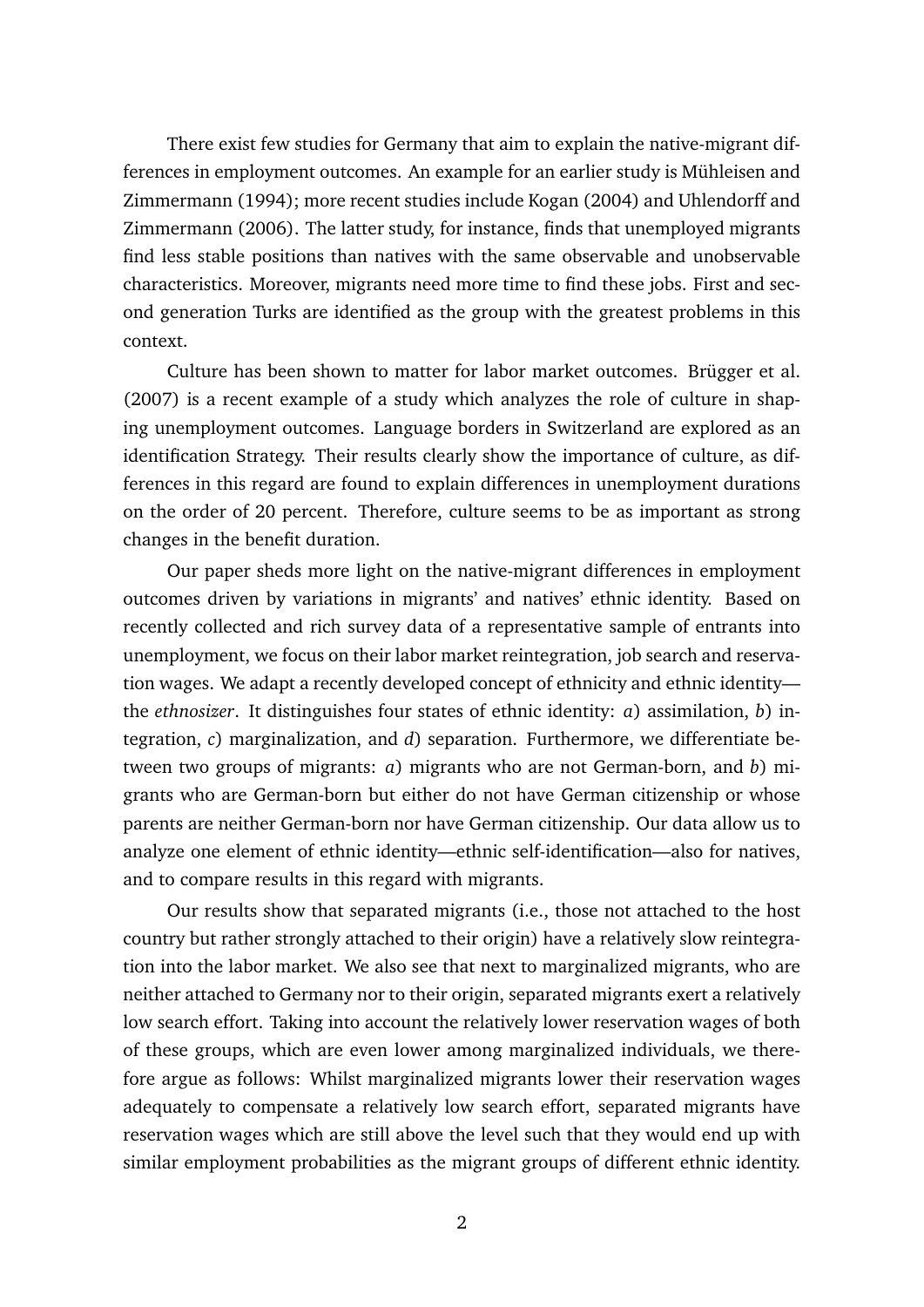There exist few studies for Germany that aim to explain the native-migrant differences in employment outcomes. An example for an earlier study is Mühleisen and Zimmermann (1994); more recent studies include Kogan (2004) and Uhlendorff and Zimmermann (2006). The latter study, for instance, finds that unemployed migrants find less stable positions than natives with the same observable and unobservable characteristics. Moreover, migrants need more time to find these jobs. First and second generation Turks are identified as the group with the greatest problems in this context.

Culture has been shown to matter for labor market outcomes. Brügger et al. (2007) is a recent example of a study which analyzes the role of culture in shaping unemployment outcomes. Language borders in Switzerland are explored as an identification Strategy. Their results clearly show the importance of culture, as differences in this regard are found to explain differences in unemployment durations on the order of 20 percent. Therefore, culture seems to be as important as strong changes in the benefit duration.

Our paper sheds more light on the native-migrant differences in employment outcomes driven by variations in migrants' and natives' ethnic identity. Based on recently collected and rich survey data of a representative sample of entrants into unemployment, we focus on their labor market reintegration, job search and reservation wages. We adapt a recently developed concept of ethnicity and ethnic identity—the *ethnosizer*. It distinguishes four states of ethnic identity: *a*) assimilation, *b*) integration, *c*) marginalization, and *d*) separation. Furthermore, we differentiate between two groups of migrants: *a*) migrants who are not German-born, and *b*) migrants who are German-born but either do not have German citizenship or whose parents are neither German-born nor have German citizenship. Our data allow us to analyze one element of ethnic identity—ethnic self-identification—also for natives, and to compare results in this regard with migrants.

Our results show that separated migrants (i.e., those not attached to the host country but rather strongly attached to their origin) have a relatively slow reintegration into the labor market. We also see that next to marginalized migrants, who are neither attached to Germany nor to their origin, separated migrants exert a relatively low search effort. Taking into account the relatively lower reservation wages of both of these groups, which are even lower among marginalized individuals, we therefore argue as follows: Whilst marginalized migrants lower their reservation wages adequately to compensate a relatively low search effort, separated migrants have reservation wages which are still above the level such that they would end up with similar employment probabilities as the migrant groups of different ethnic identity.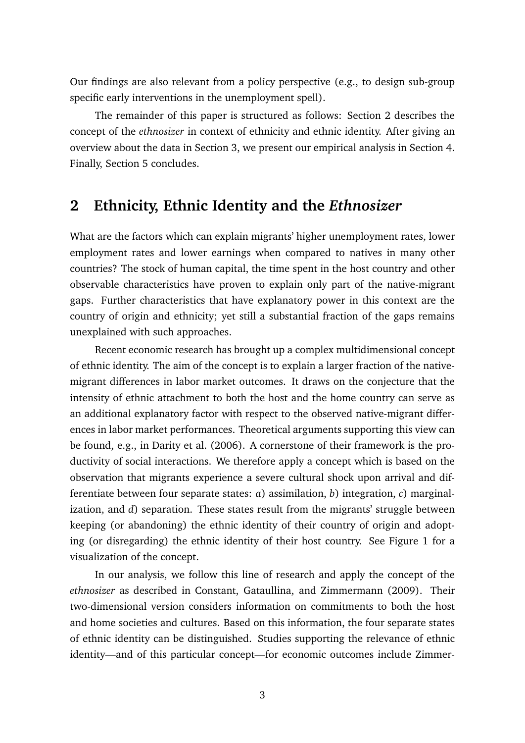Our findings are also relevant from a policy perspective (e.g., to design sub-group specific early interventions in the unemployment spell).

The remainder of this paper is structured as follows: Section 2 describes the concept of the *ethnosizer* in context of ethnicity and ethnic identity. After giving an overview about the data in Section 3, we present our empirical analysis in Section 4. Finally, Section 5 concludes.

## 2 Ethnicity, Ethnic Identity and the *Ethnosizer*

What are the factors which can explain migrants' higher unemployment rates, lower employment rates and lower earnings when compared to natives in many other countries? The stock of human capital, the time spent in the host country and other observable characteristics have proven to explain only part of the native-migrant gaps. Further characteristics that have explanatory power in this context are the country of origin and ethnicity; yet still a substantial fraction of the gaps remains unexplained with such approaches.

Recent economic research has brought up a complex multidimensional concept of ethnic identity. The aim of the concept is to explain a larger fraction of the native-migrant differences in labor market outcomes. It draws on the conjecture that the intensity of ethnic attachment to both the host and the home country can serve as an additional explanatory factor with respect to the observed native-migrant differences in labor market performances. Theoretical arguments supporting this view can be found, e.g., in Darity et al. (2006). A cornerstone of their framework is the productivity of social interactions. We therefore apply a concept which is based on the observation that migrants experience a severe cultural shock upon arrival and differentiate between four separate states: *a*) assimilation, *b*) integration, *c*) marginalization, and *d*) separation. These states result from the migrants' struggle between keeping (or abandoning) the ethnic identity of their country of origin and adopting (or disregarding) the ethnic identity of their host country. See Figure 1 for a visualization of the concept.

In our analysis, we follow this line of research and apply the concept of the *ethnosizer* as described in Constant, Gataullina, and Zimmermann (2009). Their two-dimensional version considers information on commitments to both the host and home societies and cultures. Based on this information, the four separate states of ethnic identity can be distinguished. Studies supporting the relevance of ethnic identity—and of this particular concept—for economic outcomes include Zimmer-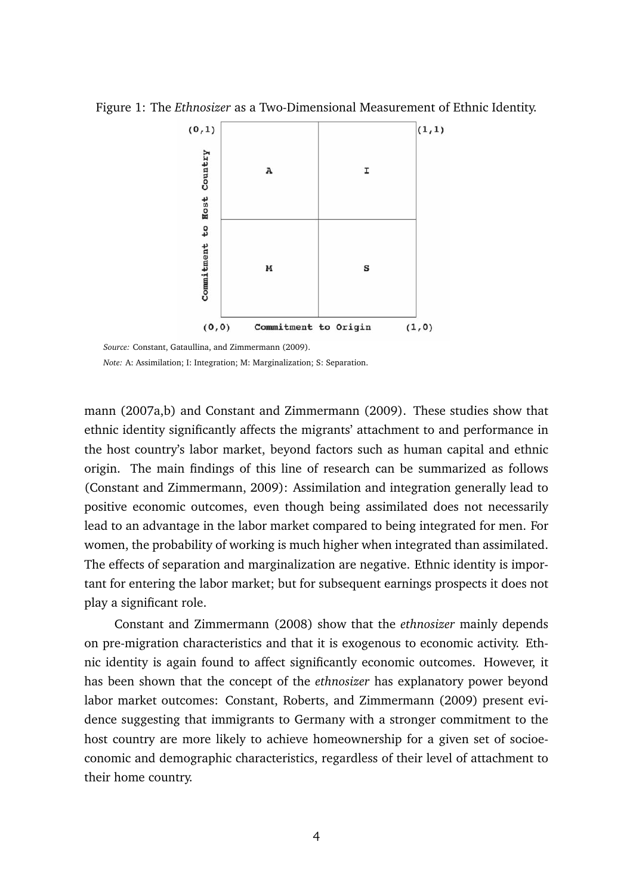Figure 1: The *Ethnosizer* as a Two-Dimensional Measurement of Ethnic Identity.

| Commitment to Host Country ↑ | | |
|---|---|---|
| (0,1) | A | I | 
| | M | S |
| (0,0) | Commitment to Origin | (1,0) |

*Source:* Constant, Gataullina, and Zimmermann (2009).

*Note:* A: Assimilation; I: Integration; M: Marginalization; S: Separation.

mann (2007a,b) and Constant and Zimmermann (2009). These studies show that ethnic identity significantly affects the migrants' attachment to and performance in the host country's labor market, beyond factors such as human capital and ethnic origin. The main findings of this line of research can be summarized as follows (Constant and Zimmermann, 2009): Assimilation and integration generally lead to positive economic outcomes, even though being assimilated does not necessarily lead to an advantage in the labor market compared to being integrated for men. For women, the probability of working is much higher when integrated than assimilated. The effects of separation and marginalization are negative. Ethnic identity is important for entering the labor market; but for subsequent earnings prospects it does not play a significant role.

Constant and Zimmermann (2008) show that the *ethnosizer* mainly depends on pre-migration characteristics and that it is exogenous to economic activity. Ethnic identity is again found to affect significantly economic outcomes. However, it has been shown that the concept of the *ethnosizer* has explanatory power beyond labor market outcomes: Constant, Roberts, and Zimmermann (2009) present evidence suggesting that immigrants to Germany with a stronger commitment to the host country are more likely to achieve homeownership for a given set of socioeconomic and demographic characteristics, regardless of their level of attachment to their home country.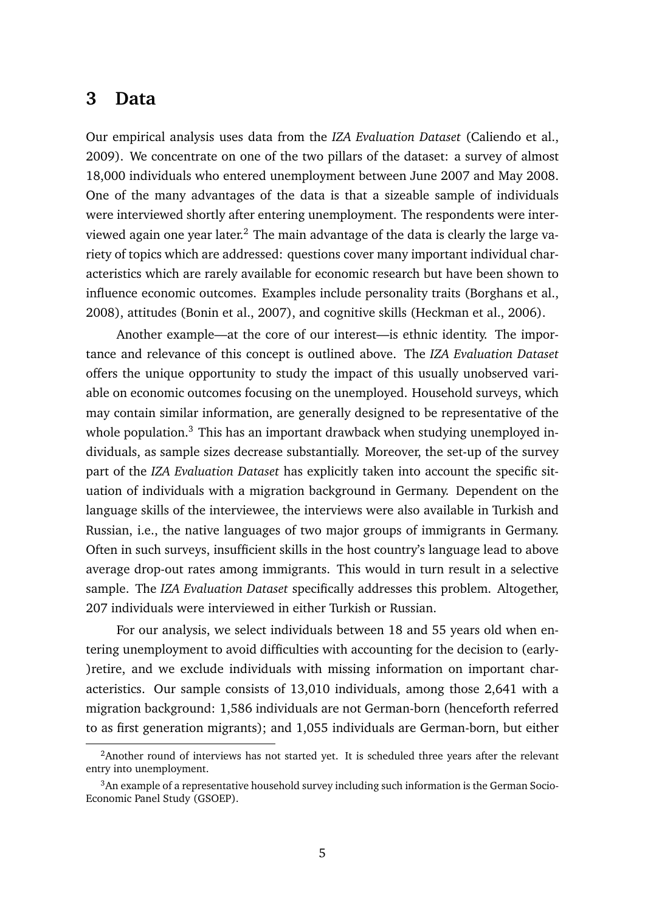## 3 Data

Our empirical analysis uses data from the *IZA Evaluation Dataset* (Caliendo et al., 2009). We concentrate on one of the two pillars of the dataset: a survey of almost 18,000 individuals who entered unemployment between June 2007 and May 2008. One of the many advantages of the data is that a sizeable sample of individuals were interviewed shortly after entering unemployment. The respondents were interviewed again one year later.[2] The main advantage of the data is clearly the large variety of topics which are addressed: questions cover many important individual characteristics which are rarely available for economic research but have been shown to influence economic outcomes. Examples include personality traits (Borghans et al., 2008), attitudes (Bonin et al., 2007), and cognitive skills (Heckman et al., 2006).

Another example—at the core of our interest—is ethnic identity. The importance and relevance of this concept is outlined above. The *IZA Evaluation Dataset* offers the unique opportunity to study the impact of this usually unobserved variable on economic outcomes focusing on the unemployed. Household surveys, which may contain similar information, are generally designed to be representative of the whole population.[3] This has an important drawback when studying unemployed individuals, as sample sizes decrease substantially. Moreover, the set-up of the survey part of the *IZA Evaluation Dataset* has explicitly taken into account the specific situation of individuals with a migration background in Germany. Dependent on the language skills of the interviewee, the interviews were also available in Turkish and Russian, i.e., the native languages of two major groups of immigrants in Germany. Often in such surveys, insufficient skills in the host country's language lead to above average drop-out rates among immigrants. This would in turn result in a selective sample. The *IZA Evaluation Dataset* specifically addresses this problem. Altogether, 207 individuals were interviewed in either Turkish or Russian.

For our analysis, we select individuals between 18 and 55 years old when entering unemployment to avoid difficulties with accounting for the decision to (early-)retire, and we exclude individuals with missing information on important characteristics. Our sample consists of 13,010 individuals, among those 2,641 with a migration background: 1,586 individuals are not German-born (henceforth referred to as first generation migrants); and 1,055 individuals are German-born, but either

[2] Another round of interviews has not started yet. It is scheduled three years after the relevant entry into unemployment.

[3] An example of a representative household survey including such information is the German Socio-Economic Panel Study (GSOEP).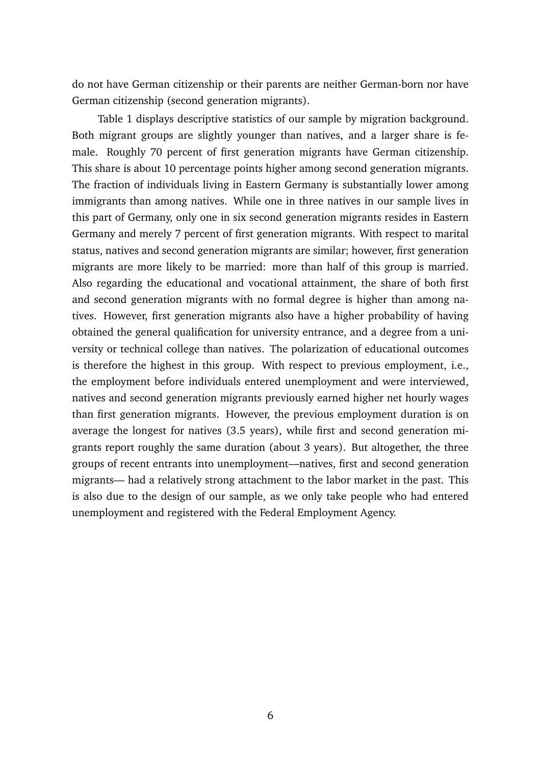do not have German citizenship or their parents are neither German-born nor have German citizenship (second generation migrants).

Table 1 displays descriptive statistics of our sample by migration background. Both migrant groups are slightly younger than natives, and a larger share is female. Roughly 70 percent of first generation migrants have German citizenship. This share is about 10 percentage points higher among second generation migrants. The fraction of individuals living in Eastern Germany is substantially lower among immigrants than among natives. While one in three natives in our sample lives in this part of Germany, only one in six second generation migrants resides in Eastern Germany and merely 7 percent of first generation migrants. With respect to marital status, natives and second generation migrants are similar; however, first generation migrants are more likely to be married: more than half of this group is married. Also regarding the educational and vocational attainment, the share of both first and second generation migrants with no formal degree is higher than among natives. However, first generation migrants also have a higher probability of having obtained the general qualification for university entrance, and a degree from a university or technical college than natives. The polarization of educational outcomes is therefore the highest in this group. With respect to previous employment, i.e., the employment before individuals entered unemployment and were interviewed, natives and second generation migrants previously earned higher net hourly wages than first generation migrants. However, the previous employment duration is on average the longest for natives (3.5 years), while first and second generation migrants report roughly the same duration (about 3 years). But altogether, the three groups of recent entrants into unemployment—natives, first and second generation migrants— had a relatively strong attachment to the labor market in the past. This is also due to the design of our sample, as we only take people who had entered unemployment and registered with the Federal Employment Agency.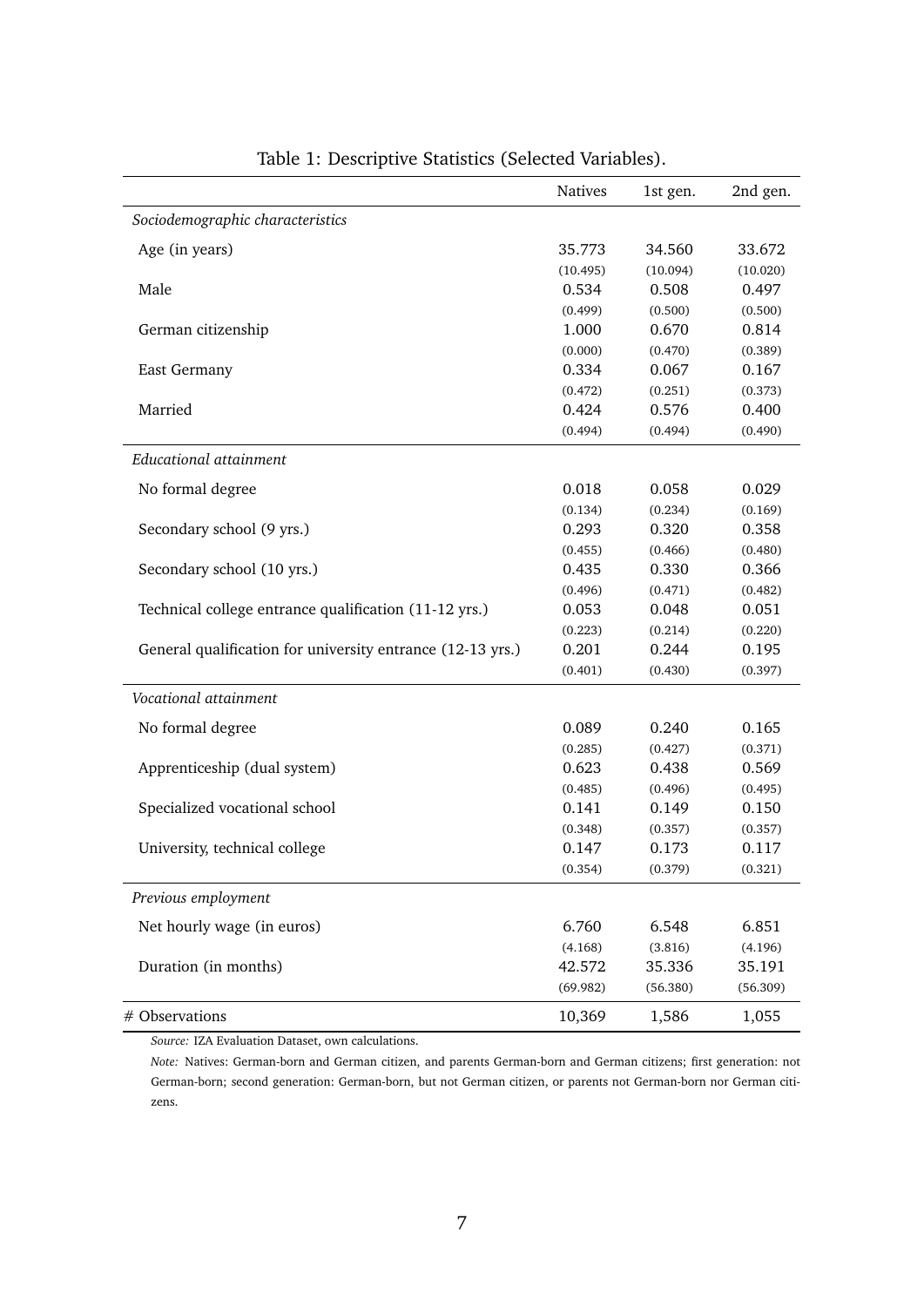Table 1: Descriptive Statistics (Selected Variables).

| | Natives | 1st gen. | 2nd gen. |
|---|---|---|---|
| *Sociodemographic characteristics* | | | |
| Age (in years) | 35.773 | 34.560 | 33.672 |
| | (10.495) | (10.094) | (10.020) |
| Male | 0.534 | 0.508 | 0.497 |
| | (0.499) | (0.500) | (0.500) |
| German citizenship | 1.000 | 0.670 | 0.814 |
| | (0.000) | (0.470) | (0.389) |
| East Germany | 0.334 | 0.067 | 0.167 |
| | (0.472) | (0.251) | (0.373) |
| Married | 0.424 | 0.576 | 0.400 |
| | (0.494) | (0.494) | (0.490) |
| *Educational attainment* | | | |
| No formal degree | 0.018 | 0.058 | 0.029 |
| | (0.134) | (0.234) | (0.169) |
| Secondary school (9 yrs.) | 0.293 | 0.320 | 0.358 |
| | (0.455) | (0.466) | (0.480) |
| Secondary school (10 yrs.) | 0.435 | 0.330 | 0.366 |
| | (0.496) | (0.471) | (0.482) |
| Technical college entrance qualification (11-12 yrs.) | 0.053 | 0.048 | 0.051 |
| | (0.223) | (0.214) | (0.220) |
| General qualification for university entrance (12-13 yrs.) | 0.201 | 0.244 | 0.195 |
| | (0.401) | (0.430) | (0.397) |
| *Vocational attainment* | | | |
| No formal degree | 0.089 | 0.240 | 0.165 |
| | (0.285) | (0.427) | (0.371) |
| Apprenticeship (dual system) | 0.623 | 0.438 | 0.569 |
| | (0.485) | (0.496) | (0.495) |
| Specialized vocational school | 0.141 | 0.149 | 0.150 |
| | (0.348) | (0.357) | (0.357) |
| University, technical college | 0.147 | 0.173 | 0.117 |
| | (0.354) | (0.379) | (0.321) |
| *Previous employment* | | | |
| Net hourly wage (in euros) | 6.760 | 6.548 | 6.851 |
| | (4.168) | (3.816) | (4.196) |
| Duration (in months) | 42.572 | 35.336 | 35.191 |
| | (69.982) | (56.380) | (56.309) |
| # Observations | 10,369 | 1,586 | 1,055 |

*Source:* IZA Evaluation Dataset, own calculations.

*Note:* Natives: German-born and German citizen, and parents German-born and German citizens; first generation: not German-born; second generation: German-born, but not German citizen, or parents not German-born nor German citizens.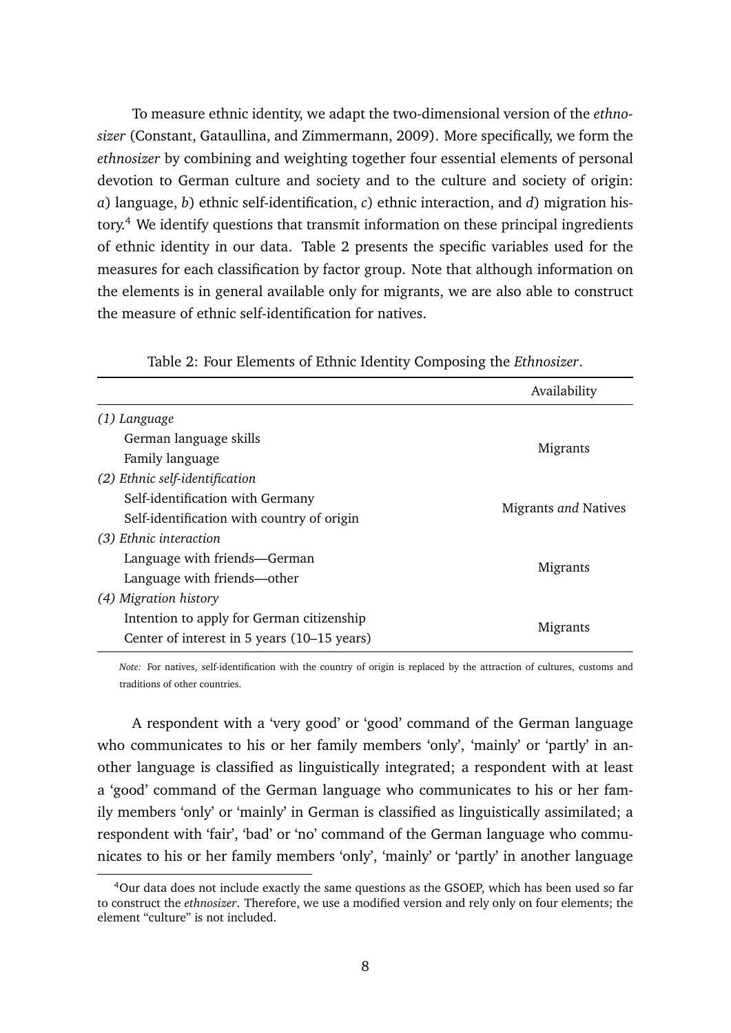To measure ethnic identity, we adapt the two-dimensional version of the *ethnosizer* (Constant, Gataullina, and Zimmermann, 2009). More specifically, we form the *ethnosizer* by combining and weighting together four essential elements of personal devotion to German culture and society and to the culture and society of origin: *a*) language, *b*) ethnic self-identification, *c*) ethnic interaction, and *d*) migration history.[4] We identify questions that transmit information on these principal ingredients of ethnic identity in our data. Table 2 presents the specific variables used for the measures for each classification by factor group. Note that although information on the elements is in general available only for migrants, we are also able to construct the measure of ethnic self-identification for natives.

Table 2: Four Elements of Ethnic Identity Composing the *Ethnosizer*.

| | Availability |
|---|---|
| *(1) Language* | |
| German language skills | Migrants |
| Family language | |
| *(2) Ethnic self-identification* | |
| Self-identification with Germany | Migrants *and* Natives |
| Self-identification with country of origin | |
| *(3) Ethnic interaction* | |
| Language with friends—German | Migrants |
| Language with friends—other | |
| *(4) Migration history* | |
| Intention to apply for German citizenship | Migrants |
| Center of interest in 5 years (10–15 years) | |

*Note:* For natives, self-identification with the country of origin is replaced by the attraction of cultures, customs and traditions of other countries.

A respondent with a 'very good' or 'good' command of the German language who communicates to his or her family members 'only', 'mainly' or 'partly' in another language is classified as linguistically integrated; a respondent with at least a 'good' command of the German language who communicates to his or her family members 'only' or 'mainly' in German is classified as linguistically assimilated; a respondent with 'fair', 'bad' or 'no' command of the German language who communicates to his or her family members 'only', 'mainly' or 'partly' in another language

[4] Our data does not include exactly the same questions as the GSOEP, which has been used so far to construct the *ethnosizer*. Therefore, we use a modified version and rely only on four elements; the element "culture" is not included.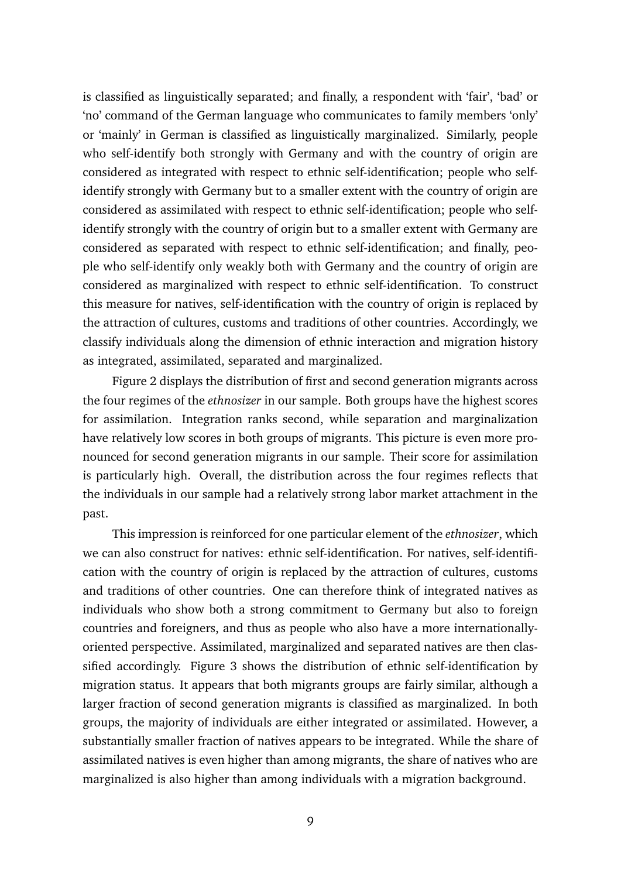is classified as linguistically separated; and finally, a respondent with 'fair', 'bad' or 'no' command of the German language who communicates to family members 'only' or 'mainly' in German is classified as linguistically marginalized. Similarly, people who self-identify both strongly with Germany and with the country of origin are considered as integrated with respect to ethnic self-identification; people who self-identify strongly with Germany but to a smaller extent with the country of origin are considered as assimilated with respect to ethnic self-identification; people who self-identify strongly with the country of origin but to a smaller extent with Germany are considered as separated with respect to ethnic self-identification; and finally, people who self-identify only weakly both with Germany and the country of origin are considered as marginalized with respect to ethnic self-identification. To construct this measure for natives, self-identification with the country of origin is replaced by the attraction of cultures, customs and traditions of other countries. Accordingly, we classify individuals along the dimension of ethnic interaction and migration history as integrated, assimilated, separated and marginalized.

Figure 2 displays the distribution of first and second generation migrants across the four regimes of the *ethnosizer* in our sample. Both groups have the highest scores for assimilation. Integration ranks second, while separation and marginalization have relatively low scores in both groups of migrants. This picture is even more pronounced for second generation migrants in our sample. Their score for assimilation is particularly high. Overall, the distribution across the four regimes reflects that the individuals in our sample had a relatively strong labor market attachment in the past.

This impression is reinforced for one particular element of the *ethnosizer*, which we can also construct for natives: ethnic self-identification. For natives, self-identification with the country of origin is replaced by the attraction of cultures, customs and traditions of other countries. One can therefore think of integrated natives as individuals who show both a strong commitment to Germany but also to foreign countries and foreigners, and thus as people who also have a more internationally-oriented perspective. Assimilated, marginalized and separated natives are then classified accordingly. Figure 3 shows the distribution of ethnic self-identification by migration status. It appears that both migrants groups are fairly similar, although a larger fraction of second generation migrants is classified as marginalized. In both groups, the majority of individuals are either integrated or assimilated. However, a substantially smaller fraction of natives appears to be integrated. While the share of assimilated natives is even higher than among migrants, the share of natives who are marginalized is also higher than among individuals with a migration background.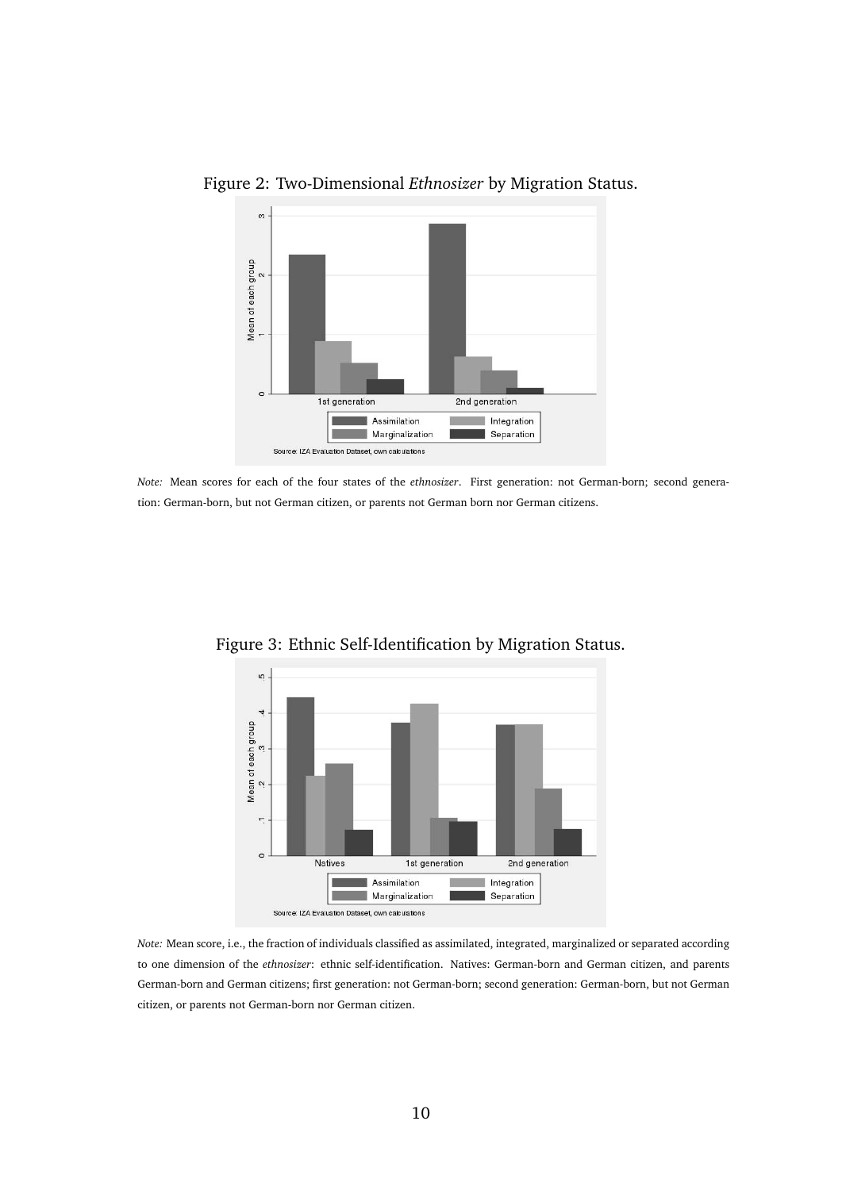Figure 2: Two-Dimensional *Ethnosizer* by Migration Status.

*Note:* Mean scores for each of the four states of the *ethnosizer*. First generation: not German-born; second generation: German-born, but not German citizen, or parents not German born nor German citizens.

Figure 3: Ethnic Self-Identification by Migration Status.

*Note:* Mean score, i.e., the fraction of individuals classified as assimilated, integrated, marginalized or separated according to one dimension of the *ethnosizer*: ethnic self-identification. Natives: German-born and German citizen, and parents German-born and German citizens; first generation: not German-born; second generation: German-born, but not German citizen, or parents not German-born nor German citizen.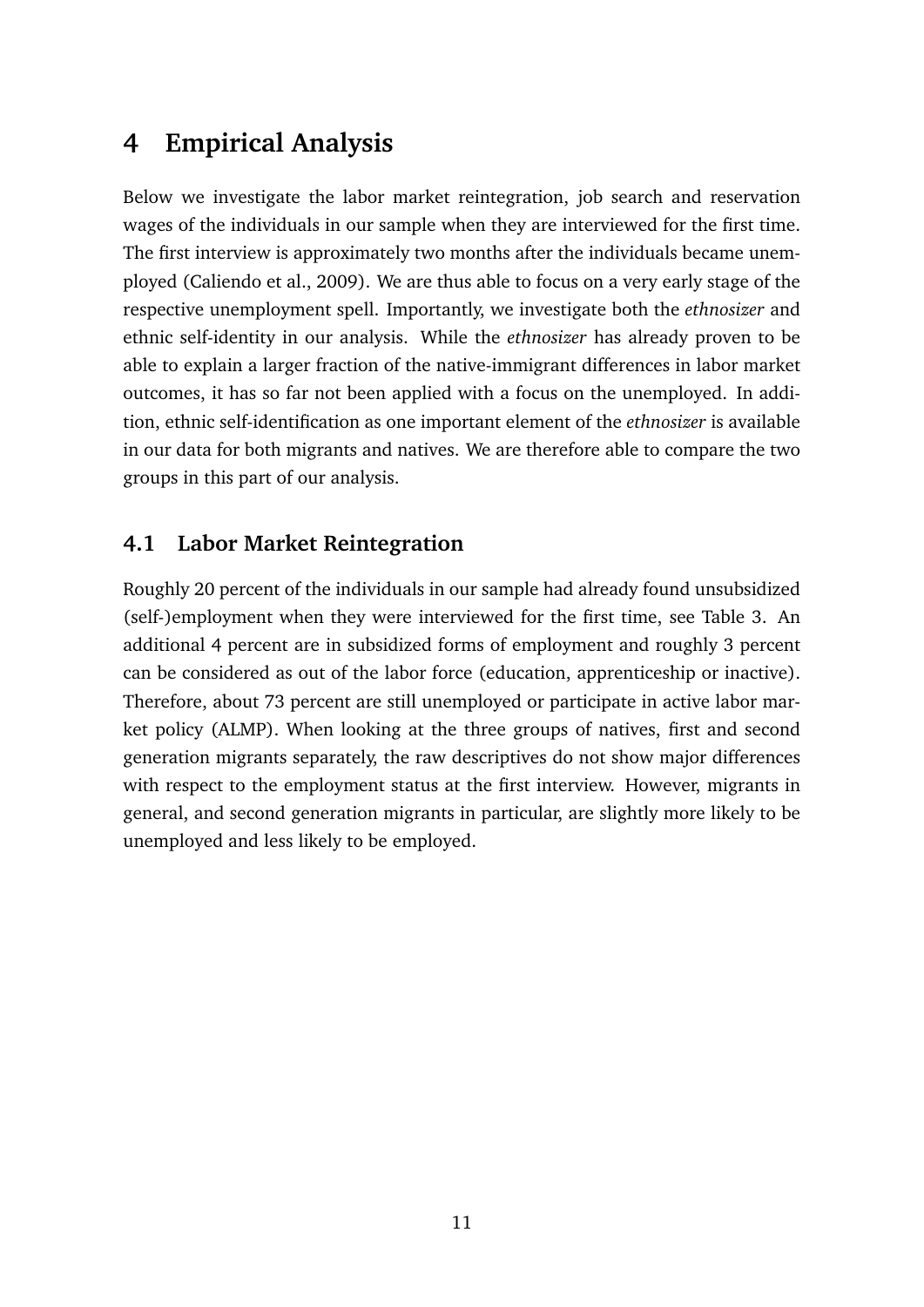# 4 Empirical Analysis

Below we investigate the labor market reintegration, job search and reservation wages of the individuals in our sample when they are interviewed for the first time. The first interview is approximately two months after the individuals became unemployed (Caliendo et al., 2009). We are thus able to focus on a very early stage of the respective unemployment spell. Importantly, we investigate both the *ethnosizer* and ethnic self-identity in our analysis. While the *ethnosizer* has already proven to be able to explain a larger fraction of the native-immigrant differences in labor market outcomes, it has so far not been applied with a focus on the unemployed. In addition, ethnic self-identification as one important element of the *ethnosizer* is available in our data for both migrants and natives. We are therefore able to compare the two groups in this part of our analysis.

## 4.1 Labor Market Reintegration

Roughly 20 percent of the individuals in our sample had already found unsubsidized (self-)employment when they were interviewed for the first time, see Table 3. An additional 4 percent are in subsidized forms of employment and roughly 3 percent can be considered as out of the labor force (education, apprenticeship or inactive). Therefore, about 73 percent are still unemployed or participate in active labor market policy (ALMP). When looking at the three groups of natives, first and second generation migrants separately, the raw descriptives do not show major differences with respect to the employment status at the first interview. However, migrants in general, and second generation migrants in particular, are slightly more likely to be unemployed and less likely to be employed.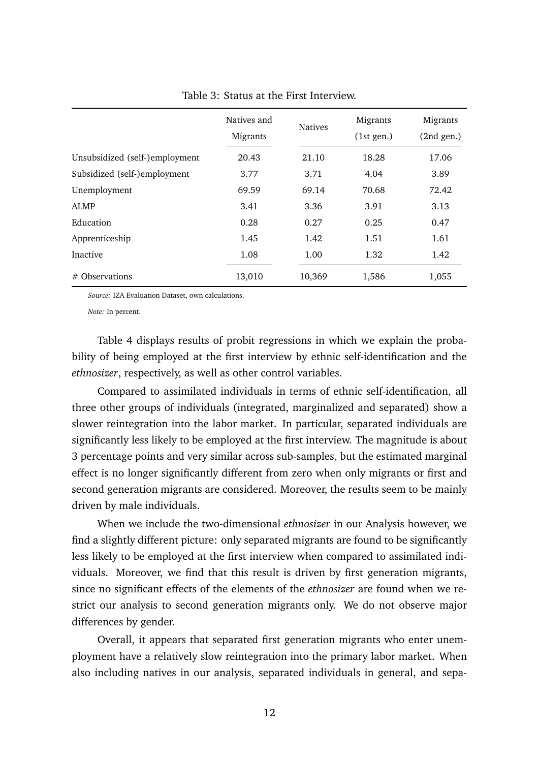Table 3: Status at the First Interview.

| | Natives and Migrants | Natives | Migrants (1st gen.) | Migrants (2nd gen.) |
|---|---|---|---|---|
| Unsubsidized (self-)employment | 20.43 | 21.10 | 18.28 | 17.06 |
| Subsidized (self-)employment | 3.77 | 3.71 | 4.04 | 3.89 |
| Unemployment | 69.59 | 69.14 | 70.68 | 72.42 |
| ALMP | 3.41 | 3.36 | 3.91 | 3.13 |
| Education | 0.28 | 0.27 | 0.25 | 0.47 |
| Apprenticeship | 1.45 | 1.42 | 1.51 | 1.61 |
| Inactive | 1.08 | 1.00 | 1.32 | 1.42 |
| # Observations | 13,010 | 10,369 | 1,586 | 1,055 |

*Source:* IZA Evaluation Dataset, own calculations.

*Note:* In percent.

Table 4 displays results of probit regressions in which we explain the probability of being employed at the first interview by ethnic self-identification and the *ethnosizer*, respectively, as well as other control variables.

Compared to assimilated individuals in terms of ethnic self-identification, all three other groups of individuals (integrated, marginalized and separated) show a slower reintegration into the labor market. In particular, separated individuals are significantly less likely to be employed at the first interview. The magnitude is about 3 percentage points and very similar across sub-samples, but the estimated marginal effect is no longer significantly different from zero when only migrants or first and second generation migrants are considered. Moreover, the results seem to be mainly driven by male individuals.

When we include the two-dimensional *ethnosizer* in our Analysis however, we find a slightly different picture: only separated migrants are found to be significantly less likely to be employed at the first interview when compared to assimilated individuals. Moreover, we find that this result is driven by first generation migrants, since no significant effects of the elements of the *ethnosizer* are found when we restrict our analysis to second generation migrants only. We do not observe major differences by gender.

Overall, it appears that separated first generation migrants who enter unemployment have a relatively slow reintegration into the primary labor market. When also including natives in our analysis, separated individuals in general, and sepa-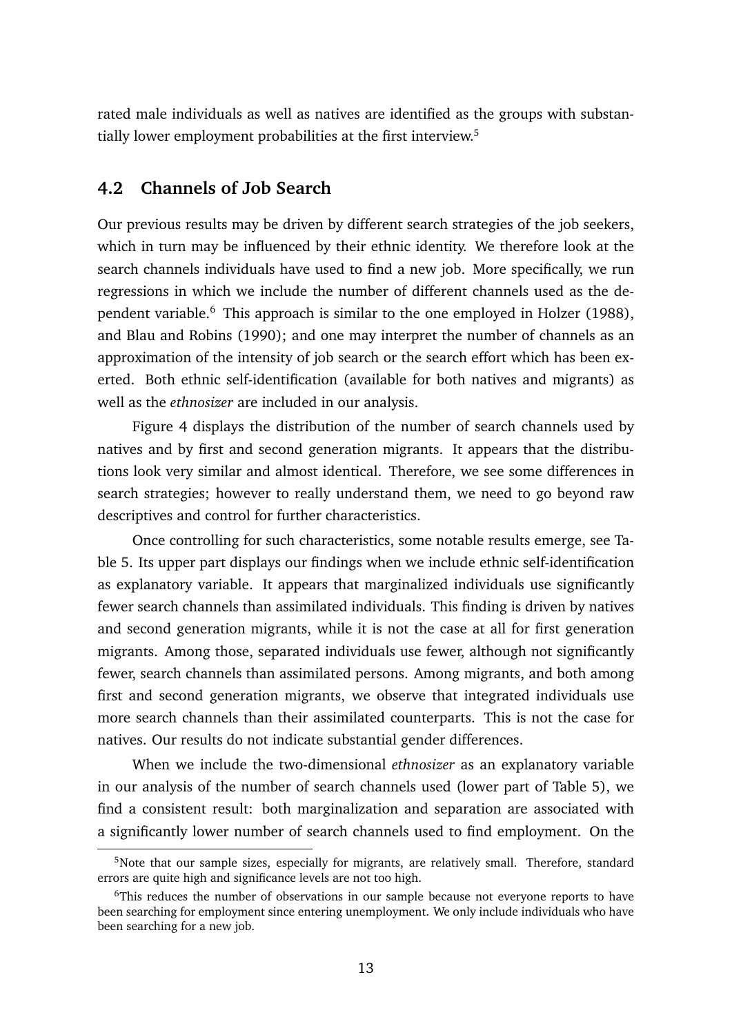rated male individuals as well as natives are identified as the groups with substantially lower employment probabilities at the first interview.[5]

## 4.2 Channels of Job Search

Our previous results may be driven by different search strategies of the job seekers, which in turn may be influenced by their ethnic identity. We therefore look at the search channels individuals have used to find a new job. More specifically, we run regressions in which we include the number of different channels used as the dependent variable.[6] This approach is similar to the one employed in Holzer (1988), and Blau and Robins (1990); and one may interpret the number of channels as an approximation of the intensity of job search or the search effort which has been exerted. Both ethnic self-identification (available for both natives and migrants) as well as the *ethnosizer* are included in our analysis.

Figure 4 displays the distribution of the number of search channels used by natives and by first and second generation migrants. It appears that the distributions look very similar and almost identical. Therefore, we see some differences in search strategies; however to really understand them, we need to go beyond raw descriptives and control for further characteristics.

Once controlling for such characteristics, some notable results emerge, see Table 5. Its upper part displays our findings when we include ethnic self-identification as explanatory variable. It appears that marginalized individuals use significantly fewer search channels than assimilated individuals. This finding is driven by natives and second generation migrants, while it is not the case at all for first generation migrants. Among those, separated individuals use fewer, although not significantly fewer, search channels than assimilated persons. Among migrants, and both among first and second generation migrants, we observe that integrated individuals use more search channels than their assimilated counterparts. This is not the case for natives. Our results do not indicate substantial gender differences.

When we include the two-dimensional *ethnosizer* as an explanatory variable in our analysis of the number of search channels used (lower part of Table 5), we find a consistent result: both marginalization and separation are associated with a significantly lower number of search channels used to find employment. On the

[5] Note that our sample sizes, especially for migrants, are relatively small. Therefore, standard errors are quite high and significance levels are not too high.

[6] This reduces the number of observations in our sample because not everyone reports to have been searching for employment since entering unemployment. We only include individuals who have been searching for a new job.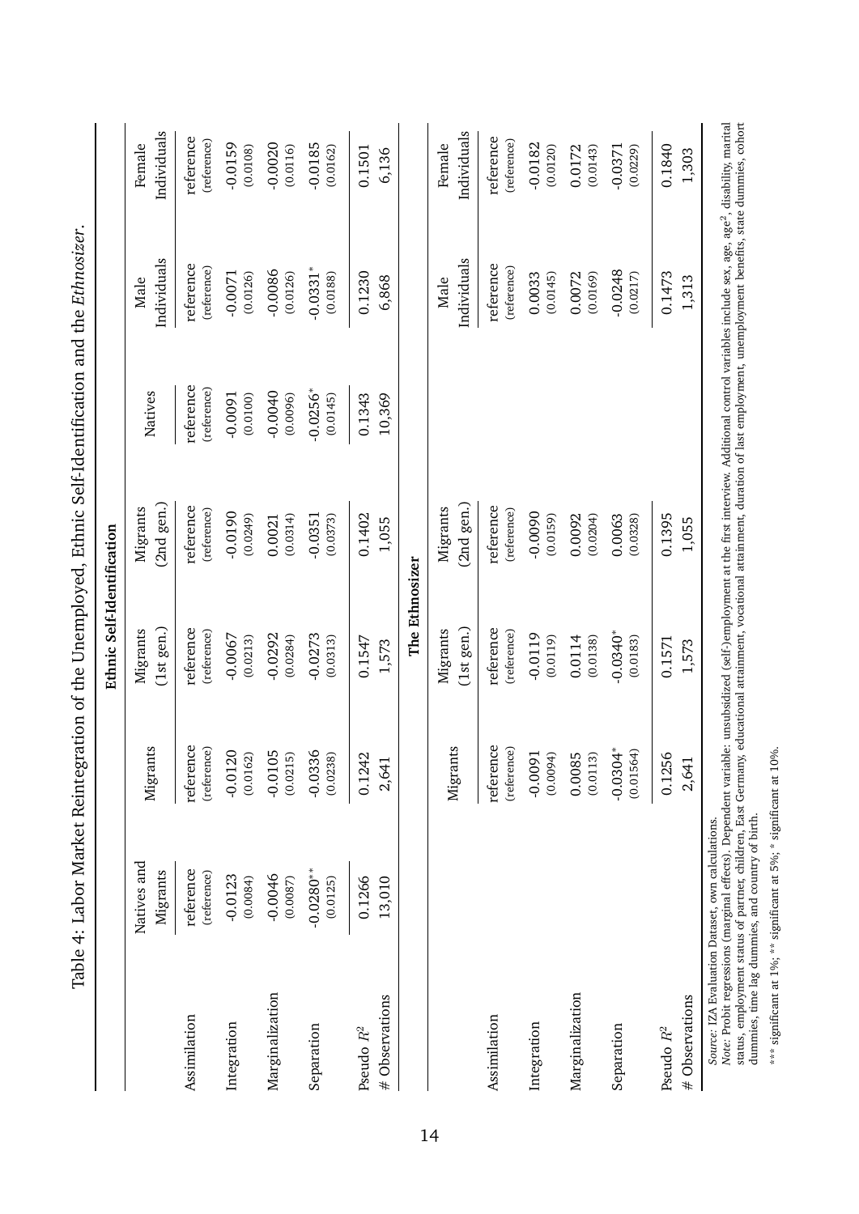Table 4: Labor Market Reintegration of the Unemployed, Ethnic Self-Identification and the *Ethnosizer*.

| | Natives and Migrants | Migrants | Ethnic Self-Identification Migrants (1st gen.) | Migrants (2nd gen.) | Natives | Male Individuals | Female Individuals |
|---|---|---|---|---|---|---|---|
| Assimilation | reference (reference) | reference (reference) | reference (reference) | reference (reference) | reference (reference) | reference (reference) | reference (reference) |
| Integration | -0.0123 (0.0084) | -0.0120 (0.0162) | -0.0067 (0.0213) | -0.0190 (0.0249) | -0.0091 (0.0100) | -0.0071 (0.0126) | -0.0159 (0.0108) |
| Marginalization | -0.0046 (0.0087) | -0.0105 (0.0215) | -0.0292 (0.0284) | 0.0021 (0.0314) | -0.0040 (0.0096) | -0.0086 (0.0126) | -0.0020 (0.0116) |
| Separation | -0.0280** (0.0125) | -0.0336 (0.0238) | -0.0273 (0.0313) | -0.0351 (0.0373) | -0.0256* (0.0145) | -0.0331* (0.0188) | -0.0185 (0.0162) |
| Pseudo $R^2$ | 0.1266 | 0.1242 | 0.1547 | 0.1402 | 0.1343 | 0.1230 | 0.1501 |
| # Observations | 13,010 | 2,641 | 1,573 | 1,055 | 10,369 | 6,868 | 6,136 |
| | | | **The Ethnosizer** | | | | |
| | | Migrants | Migrants (1st gen.) | Migrants (2nd gen.) | | Male Individuals | Female Individuals |
| Assimilation | | reference (reference) | reference (reference) | reference (reference) | | reference (reference) | reference (reference) |
| Integration | | -0.0091 (0.0094) | -0.0119 (0.0119) | -0.0090 (0.0159) | | 0.0033 (0.0145) | -0.0182 (0.0120) |
| Marginalization | | 0.0085 (0.0113) | 0.0114 (0.0138) | 0.0092 (0.0204) | | 0.0072 (0.0169) | 0.0172 (0.0143) |
| Separation | | -0.0304* (0.01564) | -0.0340* (0.0183) | 0.0063 (0.0328) | | -0.0248 (0.0217) | -0.0371 (0.0229) |
| Pseudo $R^2$ | | 0.1256 | 0.1571 | 0.1395 | | 0.1473 | 0.1840 |
| # Observations | | 2,641 | 1,573 | 1,055 | | 1,313 | 1,303 |

*Source*: IZA Evaluation Dataset, own calculations.
*Note*: Probit regressions (marginal effects). Dependent variable: unsubsidized (self-)employment at the first interview. Additional control variables include sex, age, age$^2$, disability, marital status, employment status of partner, children, East Germany, educational attainment, vocational attainment, duration of last employment, unemployment benefits, state dummies, cohort dummies, time lag dummies, and country of birth.

*** significant at 1%; ** significant at 5%; * significant at 10%.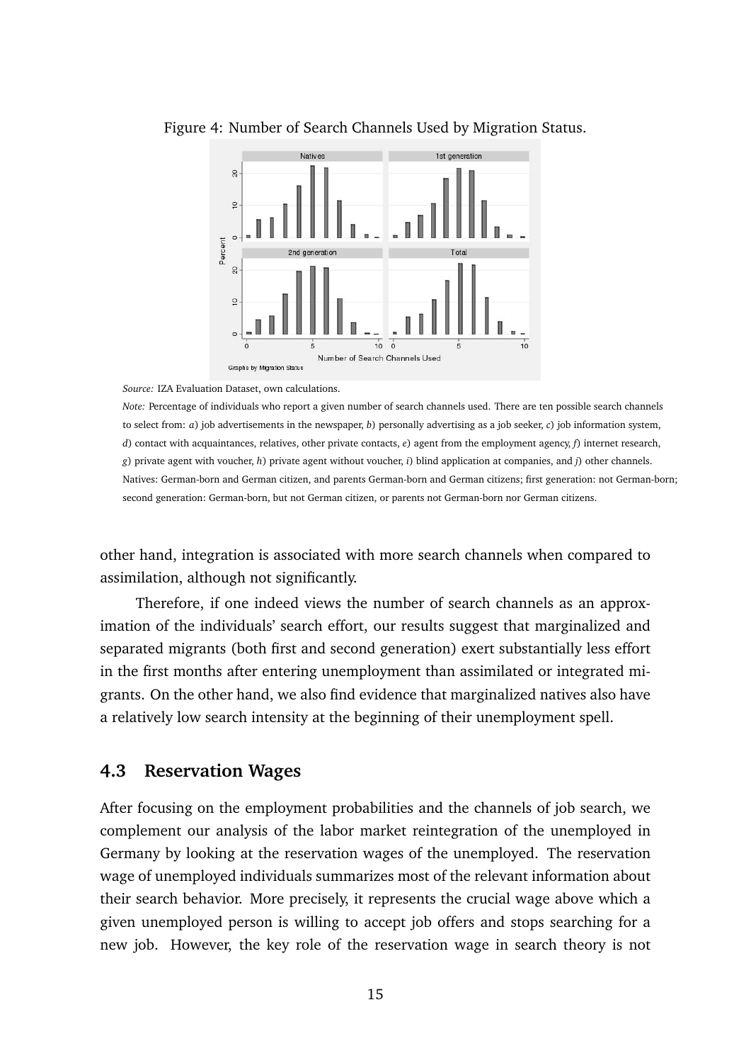Figure 4: Number of Search Channels Used by Migration Status.

*Source:* IZA Evaluation Dataset, own calculations.

*Note:* Percentage of individuals who report a given number of search channels used. There are ten possible search channels to select from: *a*) job advertisements in the newspaper, *b*) personally advertising as a job seeker, *c*) job information system, *d*) contact with acquaintances, relatives, other private contacts, *e*) agent from the employment agency, *f*) internet research, *g*) private agent with voucher, *h*) private agent without voucher, *i*) blind application at companies, and *j*) other channels. Natives: German-born and German citizen, and parents German-born and German citizens; first generation: not German-born; second generation: German-born, but not German citizen, or parents not German-born nor German citizens.

other hand, integration is associated with more search channels when compared to assimilation, although not significantly.

Therefore, if one indeed views the number of search channels as an approximation of the individuals' search effort, our results suggest that marginalized and separated migrants (both first and second generation) exert substantially less effort in the first months after entering unemployment than assimilated or integrated migrants. On the other hand, we also find evidence that marginalized natives also have a relatively low search intensity at the beginning of their unemployment spell.

## 4.3 Reservation Wages

After focusing on the employment probabilities and the channels of job search, we complement our analysis of the labor market reintegration of the unemployed in Germany by looking at the reservation wages of the unemployed. The reservation wage of unemployed individuals summarizes most of the relevant information about their search behavior. More precisely, it represents the crucial wage above which a given unemployed person is willing to accept job offers and stops searching for a new job. However, the key role of the reservation wage in search theory is not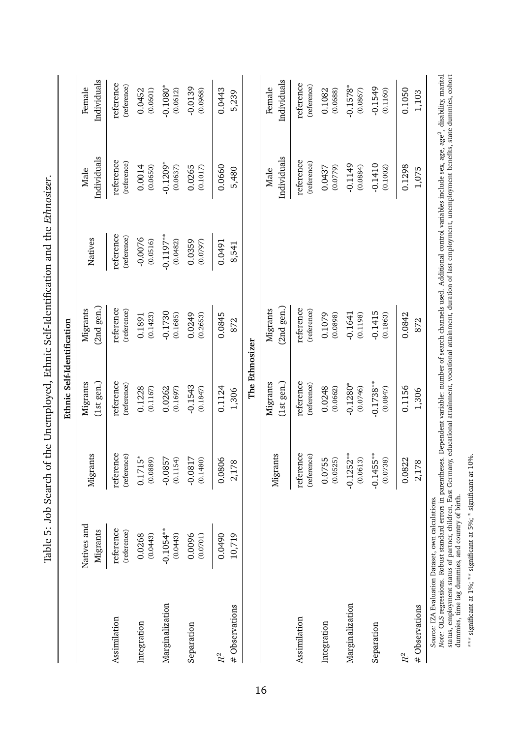Table 5: Job Search of the Unemployed, Ethnic Self-Identification and the *Ethnosizer*.

| | Ethnic Self-Identification | | | | | | |
|---|---|---|---|---|---|---|---|
| | Natives and Migrants | Migrants | Migrants (1st gen.) | Migrants (2nd gen.) | Natives | Male Individuals | Female Individuals |
| Assimilation | reference (reference) | reference (reference) | reference (reference) | reference (reference) | reference (reference) | reference (reference) | reference (reference) |
| Integration | 0.0268 (0.0443) | 0.1715* (0.0889) | 0.1228 (0.1167) | 0.1891 (0.1423) | -0.0076 (0.0516) | 0.0014 (0.0650) | 0.0452 (0.0601) |
| Marginalization | -0.1054** (0.0443) | -0.0857 (0.1154) | 0.0262 (0.1697) | -0.1730 (0.1685) | -0.1197** (0.0482) | -0.1209* (0.0637) | -0.1080* (0.0612) |
| Separation | 0.0096 (0.0701) | -0.0817 (0.1480) | -0.1543 (0.1847) | 0.0249 (0.2653) | 0.0359 (0.0797) | 0.0265 (0.1017) | -0.0139 (0.0968) |
| $R^2$ | 0.0490 | 0.0806 | 0.1124 | 0.0845 | 0.0491 | 0.0660 | 0.0443 |
| # Observations | 10,719 | 2,178 | 1,306 | 872 | 8,541 | 5,480 | 5,239 |

| | The Ethnosizer | | | | |
|---|---|---|---|---|---|
| | Migrants | Migrants (1st gen.) | Migrants (2nd gen.) | Male Individuals | Female Individuals |
| Assimilation | reference (reference) | reference (reference) | reference (reference) | reference (reference) | reference (reference) |
| Integration | 0.0755 (0.0525) | 0.0248 (0.0662) | 0.1079 (0.0898) | 0.0437 (0.0779) | 0.1082 (0.0688) |
| Marginalization | -0.1252** (0.0613) | -0.1280* (0.0746) | -0.1641 (0.1198) | -0.1149 (0.0884) | -0.1578* (0.0867) |
| Separation | -0.1455** (0.0738) | -0.1738** (0.0847) | -0.1415 (0.1863) | -0.1410 (0.1002) | -0.1549 (0.1160) |
| $R^2$ | 0.0822 | 0.1156 | 0.0842 | 0.1298 | 0.1050 |
| # Observations | 2,178 | 1,306 | 872 | 1,075 | 1,103 |

*Source:* IZA Evaluation Dataset, own calculations.
*Note:* OLS regressions. Robust standard errors in parentheses. Dependent variable: number of search channels used. Additional control variables include sex, age, age$^2$, disability, marital status, employment status of partner, children, East Germany, educational attainment, vocational attainment, duration of last employment, unemployment benefits, state dummies, cohort dummies, time lag dummies, and country of birth.

*** significant at 1%; ** significant at 5%; * significant at 10%.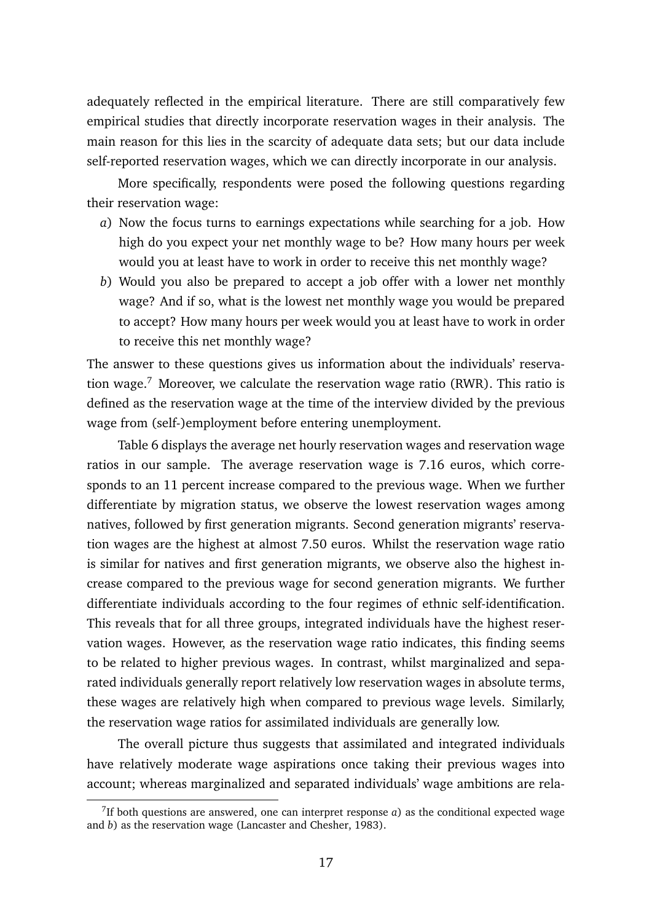adequately reflected in the empirical literature. There are still comparatively few empirical studies that directly incorporate reservation wages in their analysis. The main reason for this lies in the scarcity of adequate data sets; but our data include self-reported reservation wages, which we can directly incorporate in our analysis.

More specifically, respondents were posed the following questions regarding their reservation wage:

*a*) Now the focus turns to earnings expectations while searching for a job. How high do you expect your net monthly wage to be? How many hours per week would you at least have to work in order to receive this net monthly wage?

*b*) Would you also be prepared to accept a job offer with a lower net monthly wage? And if so, what is the lowest net monthly wage you would be prepared to accept? How many hours per week would you at least have to work in order to receive this net monthly wage?

The answer to these questions gives us information about the individuals' reservation wage.[7] Moreover, we calculate the reservation wage ratio (RWR). This ratio is defined as the reservation wage at the time of the interview divided by the previous wage from (self-)employment before entering unemployment.

Table 6 displays the average net hourly reservation wages and reservation wage ratios in our sample. The average reservation wage is 7.16 euros, which corresponds to an 11 percent increase compared to the previous wage. When we further differentiate by migration status, we observe the lowest reservation wages among natives, followed by first generation migrants. Second generation migrants' reservation wages are the highest at almost 7.50 euros. Whilst the reservation wage ratio is similar for natives and first generation migrants, we observe also the highest increase compared to the previous wage for second generation migrants. We further differentiate individuals according to the four regimes of ethnic self-identification. This reveals that for all three groups, integrated individuals have the highest reservation wages. However, as the reservation wage ratio indicates, this finding seems to be related to higher previous wages. In contrast, whilst marginalized and separated individuals generally report relatively low reservation wages in absolute terms, these wages are relatively high when compared to previous wage levels. Similarly, the reservation wage ratios for assimilated individuals are generally low.

The overall picture thus suggests that assimilated and integrated individuals have relatively moderate wage aspirations once taking their previous wages into account; whereas marginalized and separated individuals' wage ambitions are rela-

[7] If both questions are answered, one can interpret response *a*) as the conditional expected wage and *b*) as the reservation wage (Lancaster and Chesher, 1983).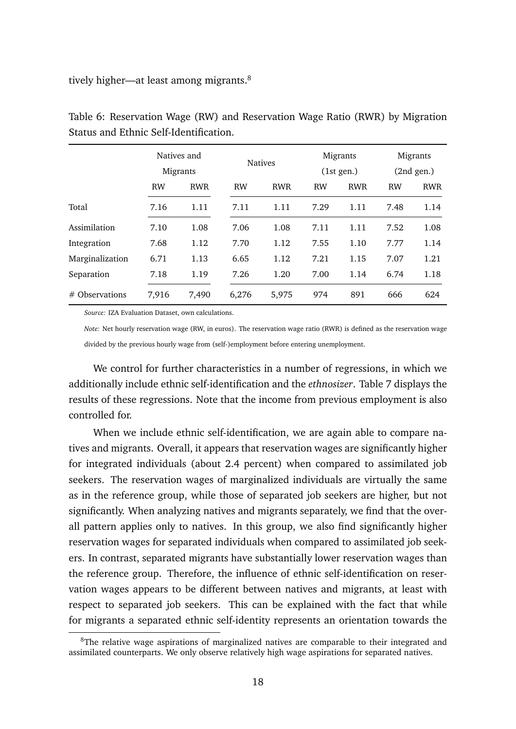tively higher—at least among migrants.[8]

Table 6: Reservation Wage (RW) and Reservation Wage Ratio (RWR) by Migration Status and Ethnic Self-Identification.

| | Natives and Migrants | | Natives | | Migrants (1st gen.) | | Migrants (2nd gen.) | |
|---|---|---|---|---|---|---|---|---|
| | RW | RWR | RW | RWR | RW | RWR | RW | RWR |
| Total | 7.16 | 1.11 | 7.11 | 1.11 | 7.29 | 1.11 | 7.48 | 1.14 |
| Assimilation | 7.10 | 1.08 | 7.06 | 1.08 | 7.11 | 1.11 | 7.52 | 1.08 |
| Integration | 7.68 | 1.12 | 7.70 | 1.12 | 7.55 | 1.10 | 7.77 | 1.14 |
| Marginalization | 6.71 | 1.13 | 6.65 | 1.12 | 7.21 | 1.15 | 7.07 | 1.21 |
| Separation | 7.18 | 1.19 | 7.26 | 1.20 | 7.00 | 1.14 | 6.74 | 1.18 |
| # Observations | 7,916 | 7,490 | 6,276 | 5,975 | 974 | 891 | 666 | 624 |

*Source:* IZA Evaluation Dataset, own calculations.

*Note:* Net hourly reservation wage (RW, in euros). The reservation wage ratio (RWR) is defined as the reservation wage divided by the previous hourly wage from (self-)employment before entering unemployment.

We control for further characteristics in a number of regressions, in which we additionally include ethnic self-identification and the *ethnosizer*. Table 7 displays the results of these regressions. Note that the income from previous employment is also controlled for.

When we include ethnic self-identification, we are again able to compare natives and migrants. Overall, it appears that reservation wages are significantly higher for integrated individuals (about 2.4 percent) when compared to assimilated job seekers. The reservation wages of marginalized individuals are virtually the same as in the reference group, while those of separated job seekers are higher, but not significantly. When analyzing natives and migrants separately, we find that the overall pattern applies only to natives. In this group, we also find significantly higher reservation wages for separated individuals when compared to assimilated job seekers. In contrast, separated migrants have substantially lower reservation wages than the reference group. Therefore, the influence of ethnic self-identification on reservation wages appears to be different between natives and migrants, at least with respect to separated job seekers. This can be explained with the fact that while for migrants a separated ethnic self-identity represents an orientation towards the

[8] The relative wage aspirations of marginalized natives are comparable to their integrated and assimilated counterparts. We only observe relatively high wage aspirations for separated natives.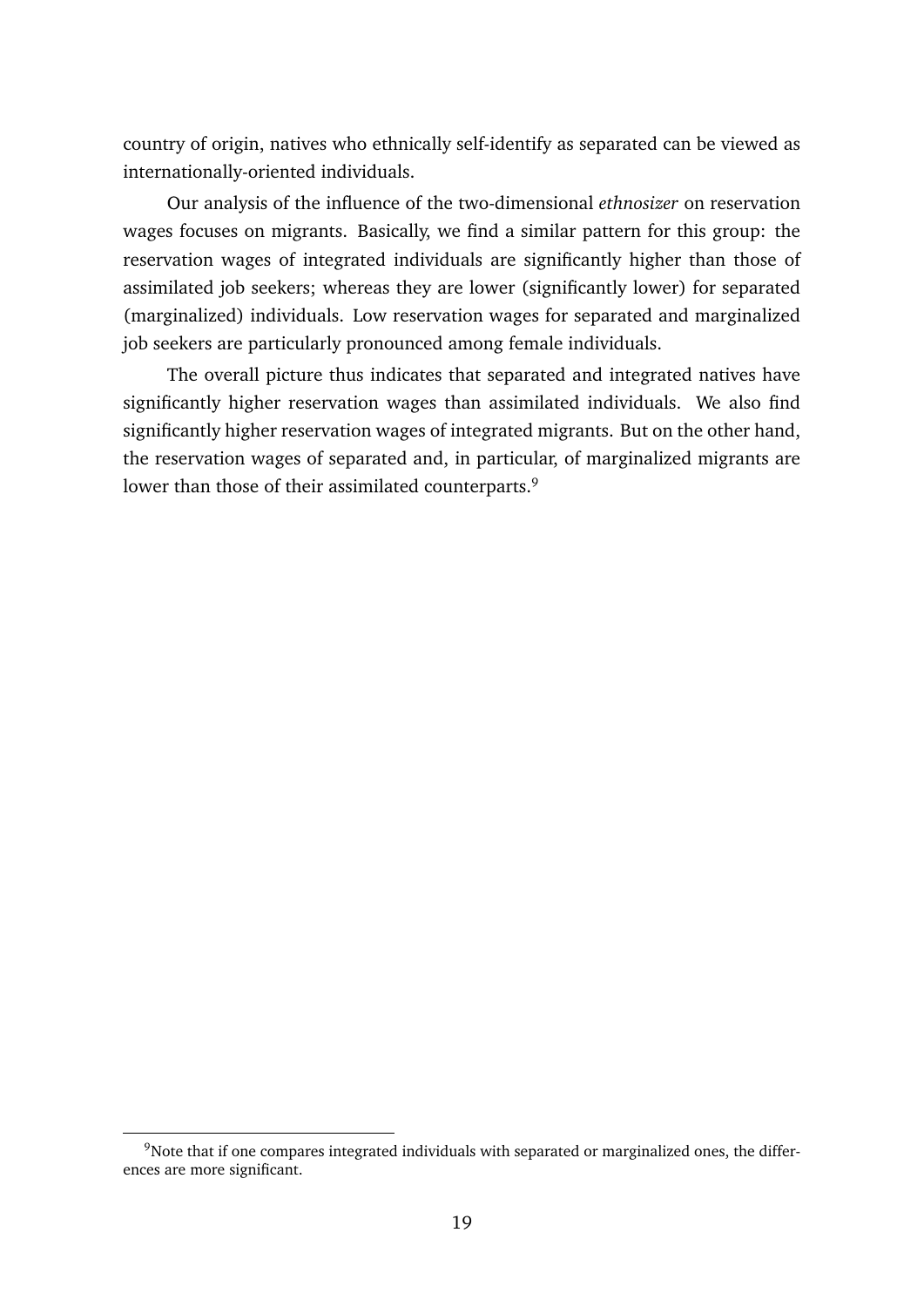country of origin, natives who ethnically self-identify as separated can be viewed as internationally-oriented individuals.

Our analysis of the influence of the two-dimensional *ethnosizer* on reservation wages focuses on migrants. Basically, we find a similar pattern for this group: the reservation wages of integrated individuals are significantly higher than those of assimilated job seekers; whereas they are lower (significantly lower) for separated (marginalized) individuals. Low reservation wages for separated and marginalized job seekers are particularly pronounced among female individuals.

The overall picture thus indicates that separated and integrated natives have significantly higher reservation wages than assimilated individuals. We also find significantly higher reservation wages of integrated migrants. But on the other hand, the reservation wages of separated and, in particular, of marginalized migrants are lower than those of their assimilated counterparts.[9]

[9]Note that if one compares integrated individuals with separated or marginalized ones, the differences are more significant.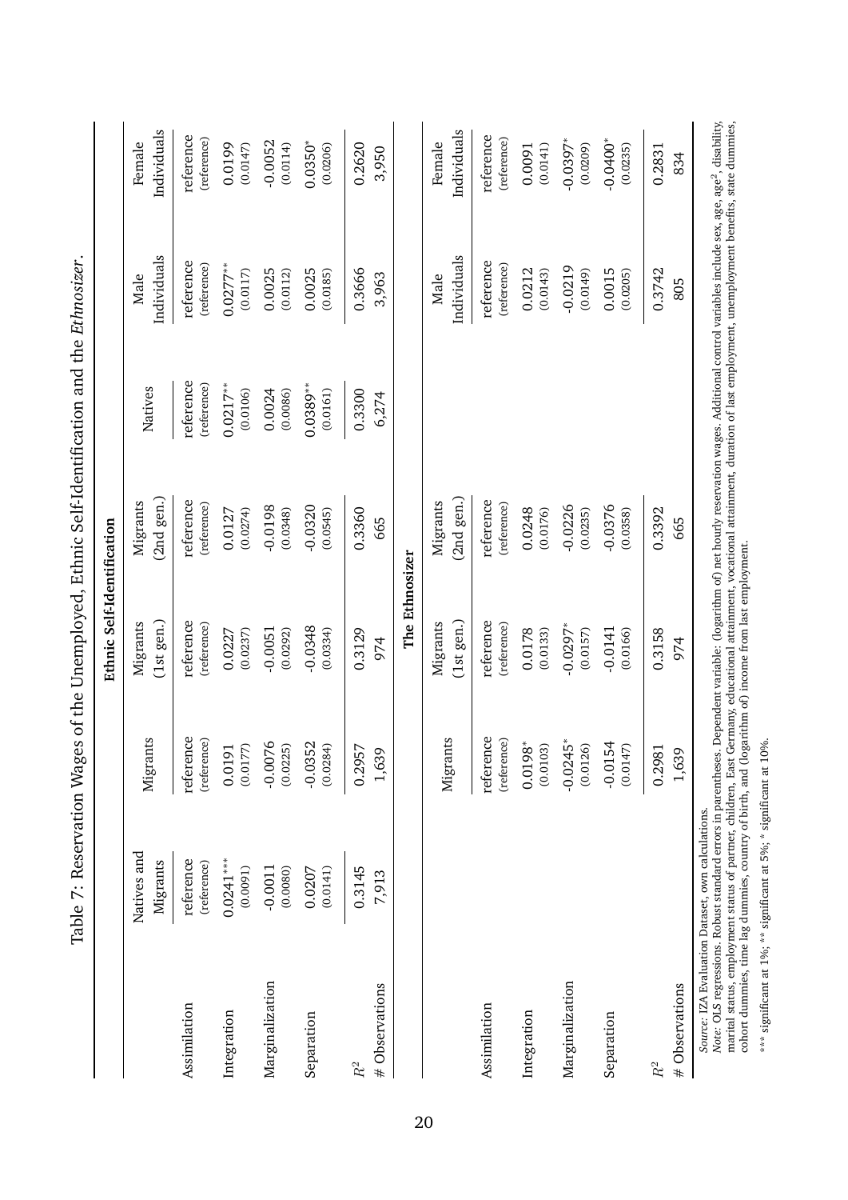Table 7: Reservation Wages of the Unemployed, Ethnic Self-Identification and the *Ethnosizer*.

| | Natives and Migrants | Migrants | Migrants (1st gen.) | Migrants (2nd gen.) | Natives | Male Individuals | Female Individuals |
|---|---|---|---|---|---|---|---|
| | **Ethnic Self-Identification** | | | | | | |
| Assimilation | reference (reference) | reference (reference) | reference (reference) | reference (reference) | reference (reference) | reference (reference) | reference (reference) |
| Integration | 0.0241*** (0.0091) | 0.0191 (0.0177) | 0.0227 (0.0237) | 0.0127 (0.0274) | 0.0217** (0.0106) | 0.0277** (0.0117) | 0.0199 (0.0147) |
| Marginalization | -0.0011 (0.0080) | -0.0076 (0.0225) | -0.0051 (0.0292) | -0.0198 (0.0348) | 0.0024 (0.0086) | 0.0025 (0.0112) | -0.0052 (0.0114) |
| Separation | 0.0207 (0.0141) | -0.0352 (0.0284) | -0.0348 (0.0334) | -0.0320 (0.0545) | 0.0389** (0.0161) | 0.0025 (0.0185) | 0.0350* (0.0206) |
| $R^2$ | 0.3145 | 0.2957 | 0.3129 | 0.3360 | 0.3300 | 0.3666 | 0.2620 |
| # Observations | 7,913 | 1,639 | 974 | 665 | 6,274 | 3,963 | 3,950 |
| | **The Ethnosizer** | | | | | | |
| | | Migrants | Migrants (1st gen.) | Migrants (2nd gen.) | | Male Individuals | Female Individuals |
| Assimilation | | reference (reference) | reference (reference) | reference (reference) | | reference (reference) | reference (reference) |
| Integration | | 0.0198* (0.0103) | 0.0178 (0.0133) | 0.0248 (0.0176) | | 0.0212 (0.0143) | 0.0091 (0.0141) |
| Marginalization | | -0.0245* (0.0126) | -0.0297* (0.0157) | -0.0226 (0.0235) | | -0.0219 (0.0149) | -0.0397* (0.0209) |
| Separation | | -0.0154 (0.0147) | -0.0141 (0.0166) | -0.0376 (0.0358) | | 0.0015 (0.0205) | -0.0400* (0.0235) |
| $R^2$ | | 0.2981 | 0.3158 | 0.3392 | | 0.3742 | 0.2831 |
| # Observations | | 1,639 | 974 | 665 | | 805 | 834 |

*Source:* IZA Evaluation Dataset, own calculations.
*Note:* OLS regressions. Robust standard errors in parentheses. Dependent variable: (logarithm of) net hourly reservation wages. Additional control variables include sex, age, age$^2$, disability, marital status, employment status of partner, children, East Germany, educational attainment, vocational attainment, duration of last employment, unemployment benefits, state dummies, cohort dummies, time lag dummies, country of birth, and (logarithm of) income from last employment.

*** significant at 1%; ** significant at 5%; * significant at 10%.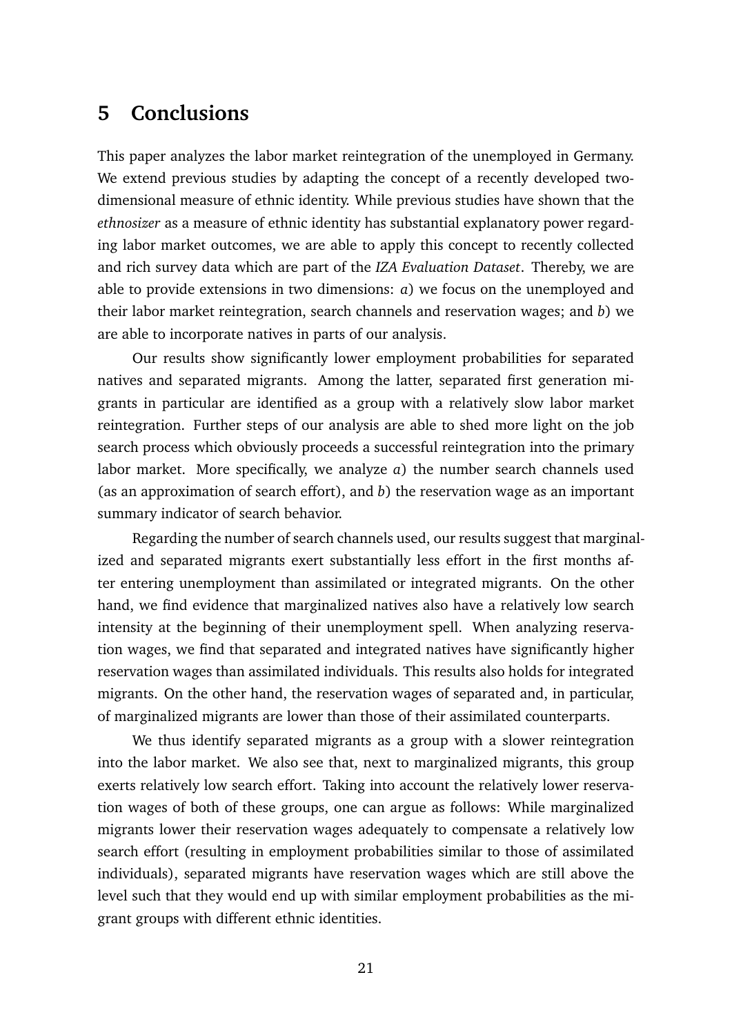## 5 Conclusions

This paper analyzes the labor market reintegration of the unemployed in Germany. We extend previous studies by adapting the concept of a recently developed two-dimensional measure of ethnic identity. While previous studies have shown that the *ethnosizer* as a measure of ethnic identity has substantial explanatory power regarding labor market outcomes, we are able to apply this concept to recently collected and rich survey data which are part of the *IZA Evaluation Dataset*. Thereby, we are able to provide extensions in two dimensions: *a*) we focus on the unemployed and their labor market reintegration, search channels and reservation wages; and *b*) we are able to incorporate natives in parts of our analysis.

Our results show significantly lower employment probabilities for separated natives and separated migrants. Among the latter, separated first generation migrants in particular are identified as a group with a relatively slow labor market reintegration. Further steps of our analysis are able to shed more light on the job search process which obviously proceeds a successful reintegration into the primary labor market. More specifically, we analyze *a*) the number search channels used (as an approximation of search effort), and *b*) the reservation wage as an important summary indicator of search behavior.

Regarding the number of search channels used, our results suggest that marginalized and separated migrants exert substantially less effort in the first months after entering unemployment than assimilated or integrated migrants. On the other hand, we find evidence that marginalized natives also have a relatively low search intensity at the beginning of their unemployment spell. When analyzing reservation wages, we find that separated and integrated natives have significantly higher reservation wages than assimilated individuals. This results also holds for integrated migrants. On the other hand, the reservation wages of separated and, in particular, of marginalized migrants are lower than those of their assimilated counterparts.

We thus identify separated migrants as a group with a slower reintegration into the labor market. We also see that, next to marginalized migrants, this group exerts relatively low search effort. Taking into account the relatively lower reservation wages of both of these groups, one can argue as follows: While marginalized migrants lower their reservation wages adequately to compensate a relatively low search effort (resulting in employment probabilities similar to those of assimilated individuals), separated migrants have reservation wages which are still above the level such that they would end up with similar employment probabilities as the migrant groups with different ethnic identities.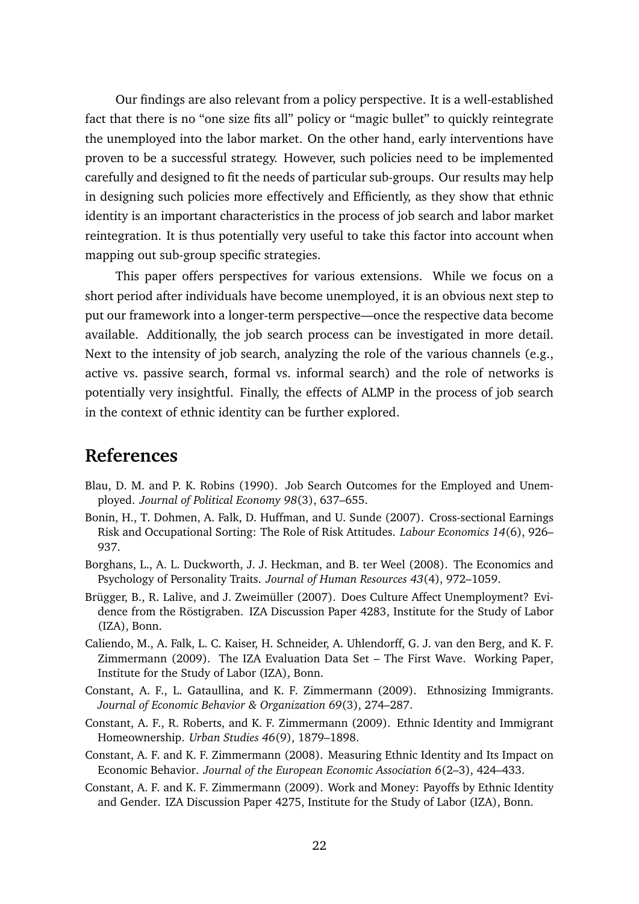Our findings are also relevant from a policy perspective. It is a well-established fact that there is no "one size fits all" policy or "magic bullet" to quickly reintegrate the unemployed into the labor market. On the other hand, early interventions have proven to be a successful strategy. However, such policies need to be implemented carefully and designed to fit the needs of particular sub-groups. Our results may help in designing such policies more effectively and Efficiently, as they show that ethnic identity is an important characteristics in the process of job search and labor market reintegration. It is thus potentially very useful to take this factor into account when mapping out sub-group specific strategies.

This paper offers perspectives for various extensions. While we focus on a short period after individuals have become unemployed, it is an obvious next step to put our framework into a longer-term perspective—once the respective data become available. Additionally, the job search process can be investigated in more detail. Next to the intensity of job search, analyzing the role of the various channels (e.g., active vs. passive search, formal vs. informal search) and the role of networks is potentially very insightful. Finally, the effects of ALMP in the process of job search in the context of ethnic identity can be further explored.

# References

Blau, D. M. and P. K. Robins (1990). Job Search Outcomes for the Employed and Unemployed. *Journal of Political Economy 98*(3), 637–655.

Bonin, H., T. Dohmen, A. Falk, D. Huffman, and U. Sunde (2007). Cross-sectional Earnings Risk and Occupational Sorting: The Role of Risk Attitudes. *Labour Economics 14*(6), 926–937.

Borghans, L., A. L. Duckworth, J. J. Heckman, and B. ter Weel (2008). The Economics and Psychology of Personality Traits. *Journal of Human Resources 43*(4), 972–1059.

Brügger, B., R. Lalive, and J. Zweimüller (2007). Does Culture Affect Unemployment? Evidence from the Röstigraben. IZA Discussion Paper 4283, Institute for the Study of Labor (IZA), Bonn.

Caliendo, M., A. Falk, L. C. Kaiser, H. Schneider, A. Uhlendorff, G. J. van den Berg, and K. F. Zimmermann (2009). The IZA Evaluation Data Set – The First Wave. Working Paper, Institute for the Study of Labor (IZA), Bonn.

Constant, A. F., L. Gataullina, and K. F. Zimmermann (2009). Ethnosizing Immigrants. *Journal of Economic Behavior & Organization 69*(3), 274–287.

Constant, A. F., R. Roberts, and K. F. Zimmermann (2009). Ethnic Identity and Immigrant Homeownership. *Urban Studies 46*(9), 1879–1898.

Constant, A. F. and K. F. Zimmermann (2008). Measuring Ethnic Identity and Its Impact on Economic Behavior. *Journal of the European Economic Association 6*(2–3), 424–433.

Constant, A. F. and K. F. Zimmermann (2009). Work and Money: Payoffs by Ethnic Identity and Gender. IZA Discussion Paper 4275, Institute for the Study of Labor (IZA), Bonn.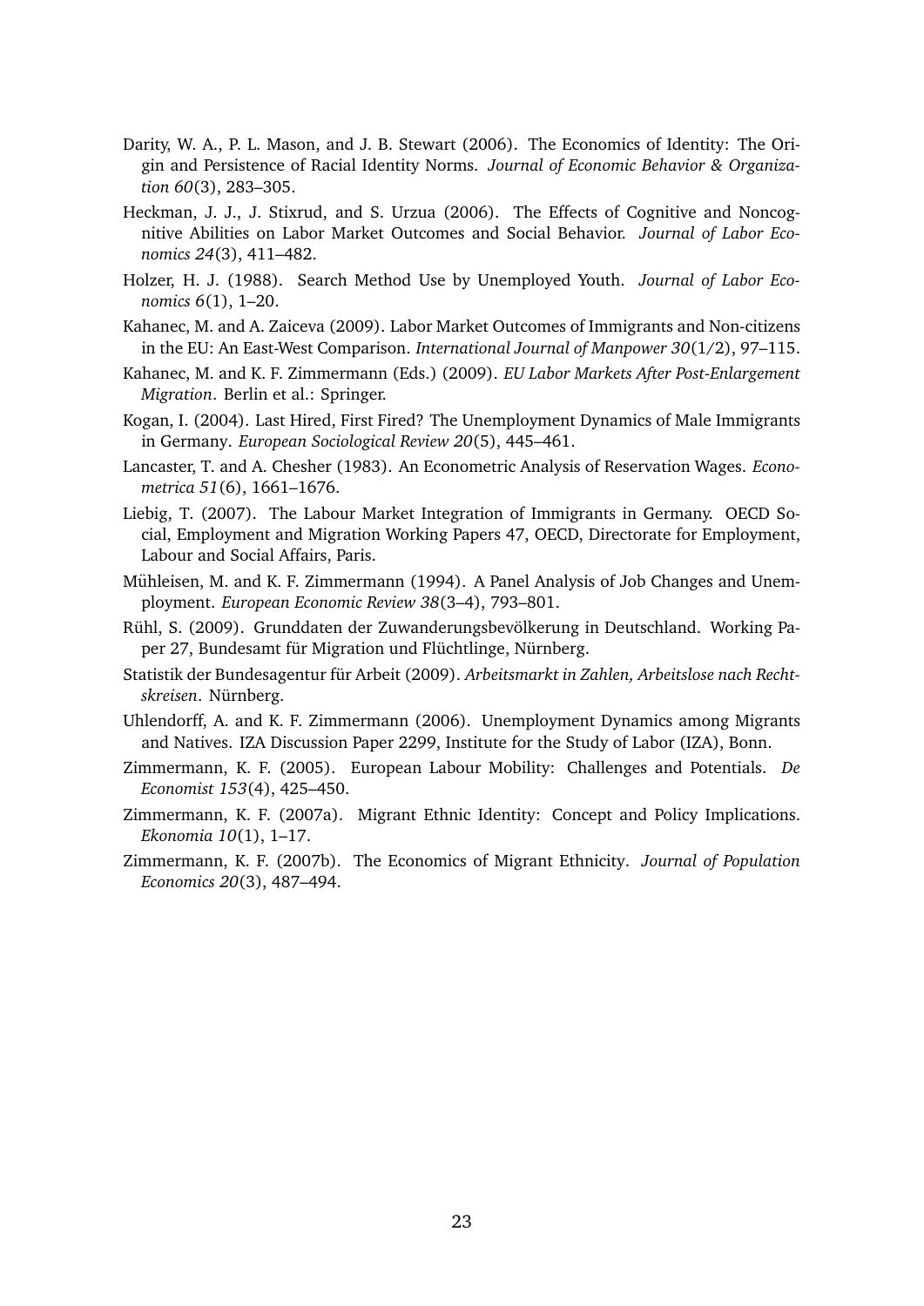Darity, W. A., P. L. Mason, and J. B. Stewart (2006). The Economics of Identity: The Origin and Persistence of Racial Identity Norms. *Journal of Economic Behavior & Organization 60*(3), 283–305.

Heckman, J. J., J. Stixrud, and S. Urzua (2006). The Effects of Cognitive and Noncognitive Abilities on Labor Market Outcomes and Social Behavior. *Journal of Labor Economics 24*(3), 411–482.

Holzer, H. J. (1988). Search Method Use by Unemployed Youth. *Journal of Labor Economics 6*(1), 1–20.

Kahanec, M. and A. Zaiceva (2009). Labor Market Outcomes of Immigrants and Non-citizens in the EU: An East-West Comparison. *International Journal of Manpower 30*(1/2), 97–115.

Kahanec, M. and K. F. Zimmermann (Eds.) (2009). *EU Labor Markets After Post-Enlargement Migration*. Berlin et al.: Springer.

Kogan, I. (2004). Last Hired, First Fired? The Unemployment Dynamics of Male Immigrants in Germany. *European Sociological Review 20*(5), 445–461.

Lancaster, T. and A. Chesher (1983). An Econometric Analysis of Reservation Wages. *Econometrica 51*(6), 1661–1676.

Liebig, T. (2007). The Labour Market Integration of Immigrants in Germany. OECD Social, Employment and Migration Working Papers 47, OECD, Directorate for Employment, Labour and Social Affairs, Paris.

Mühleisen, M. and K. F. Zimmermann (1994). A Panel Analysis of Job Changes and Unemployment. *European Economic Review 38*(3–4), 793–801.

Rühl, S. (2009). Grunddaten der Zuwanderungsbevölkerung in Deutschland. Working Paper 27, Bundesamt für Migration und Flüchtlinge, Nürnberg.

Statistik der Bundesagentur für Arbeit (2009). *Arbeitsmarkt in Zahlen, Arbeitslose nach Rechtskreisen*. Nürnberg.

Uhlendorff, A. and K. F. Zimmermann (2006). Unemployment Dynamics among Migrants and Natives. IZA Discussion Paper 2299, Institute for the Study of Labor (IZA), Bonn.

Zimmermann, K. F. (2005). European Labour Mobility: Challenges and Potentials. *De Economist 153*(4), 425–450.

Zimmermann, K. F. (2007a). Migrant Ethnic Identity: Concept and Policy Implications. *Ekonomia 10*(1), 1–17.

Zimmermann, K. F. (2007b). The Economics of Migrant Ethnicity. *Journal of Population Economics 20*(3), 487–494.